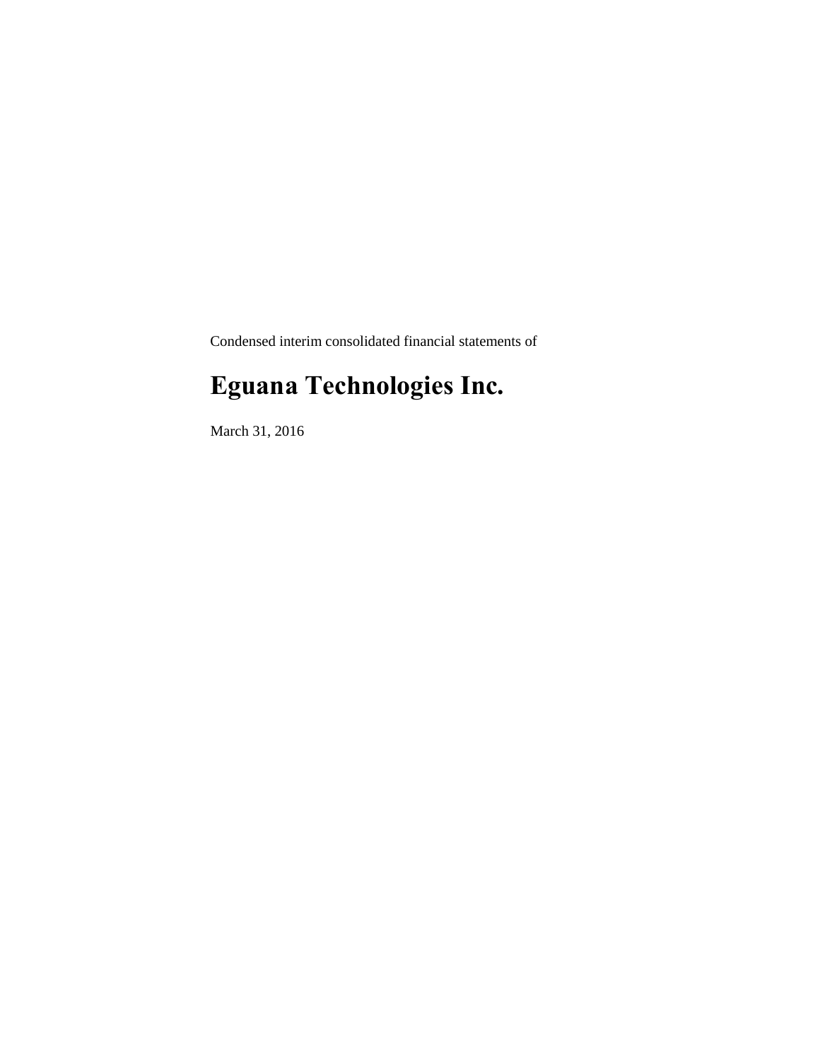Condensed interim consolidated financial statements of

# Eguana Technologies Inc.

March 31, 2016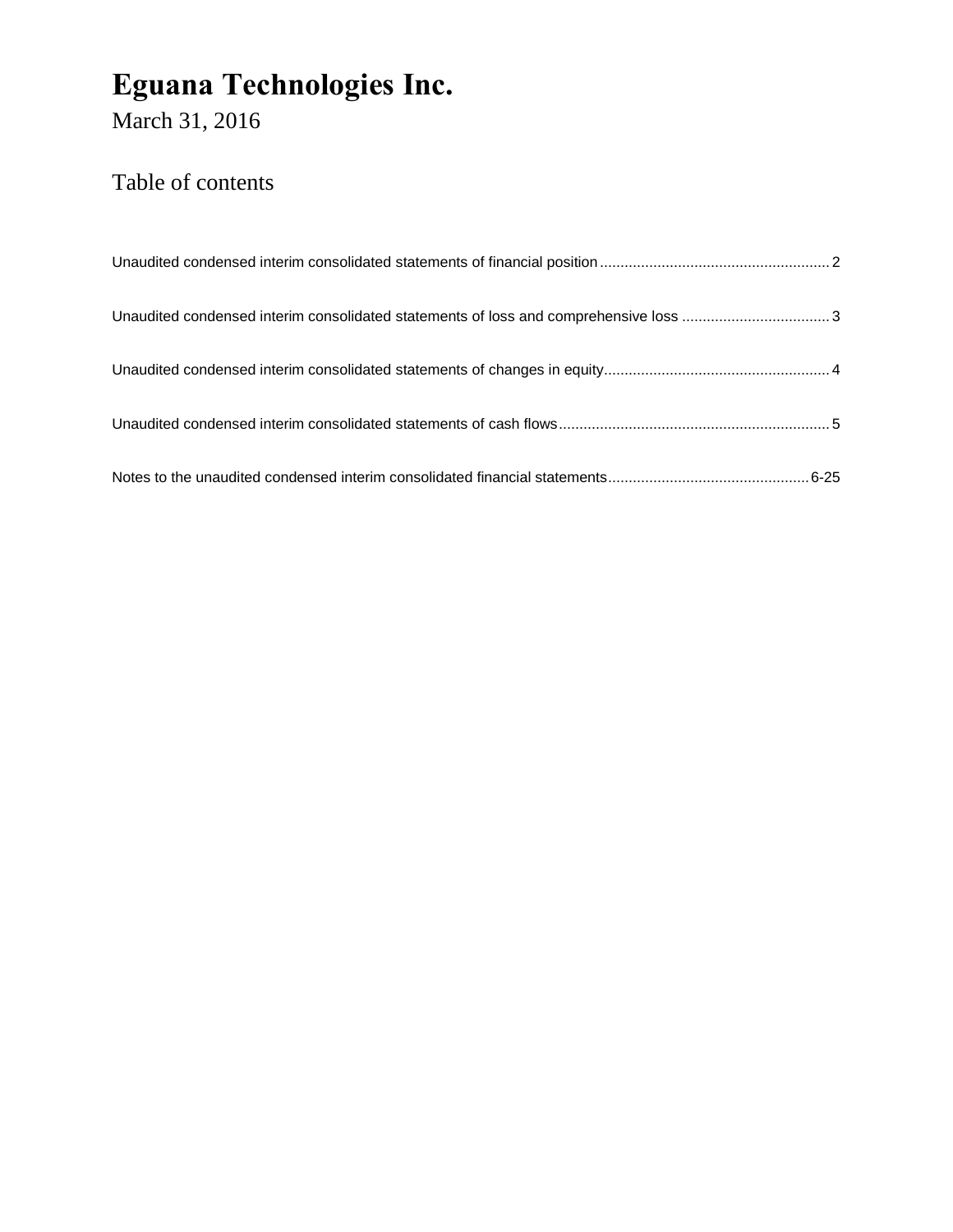# Eguana Technologies Inc.

March 31, 2016

## Table of contents

| | |
|---|---|
| Unaudited condensed interim consolidated statements of financial position | 2 |
| Unaudited condensed interim consolidated statements of loss and comprehensive loss | 3 |
| Unaudited condensed interim consolidated statements of changes in equity | 4 |
| Unaudited condensed interim consolidated statements of cash flows | 5 |
| Notes to the unaudited condensed interim consolidated financial statements | 6-25 |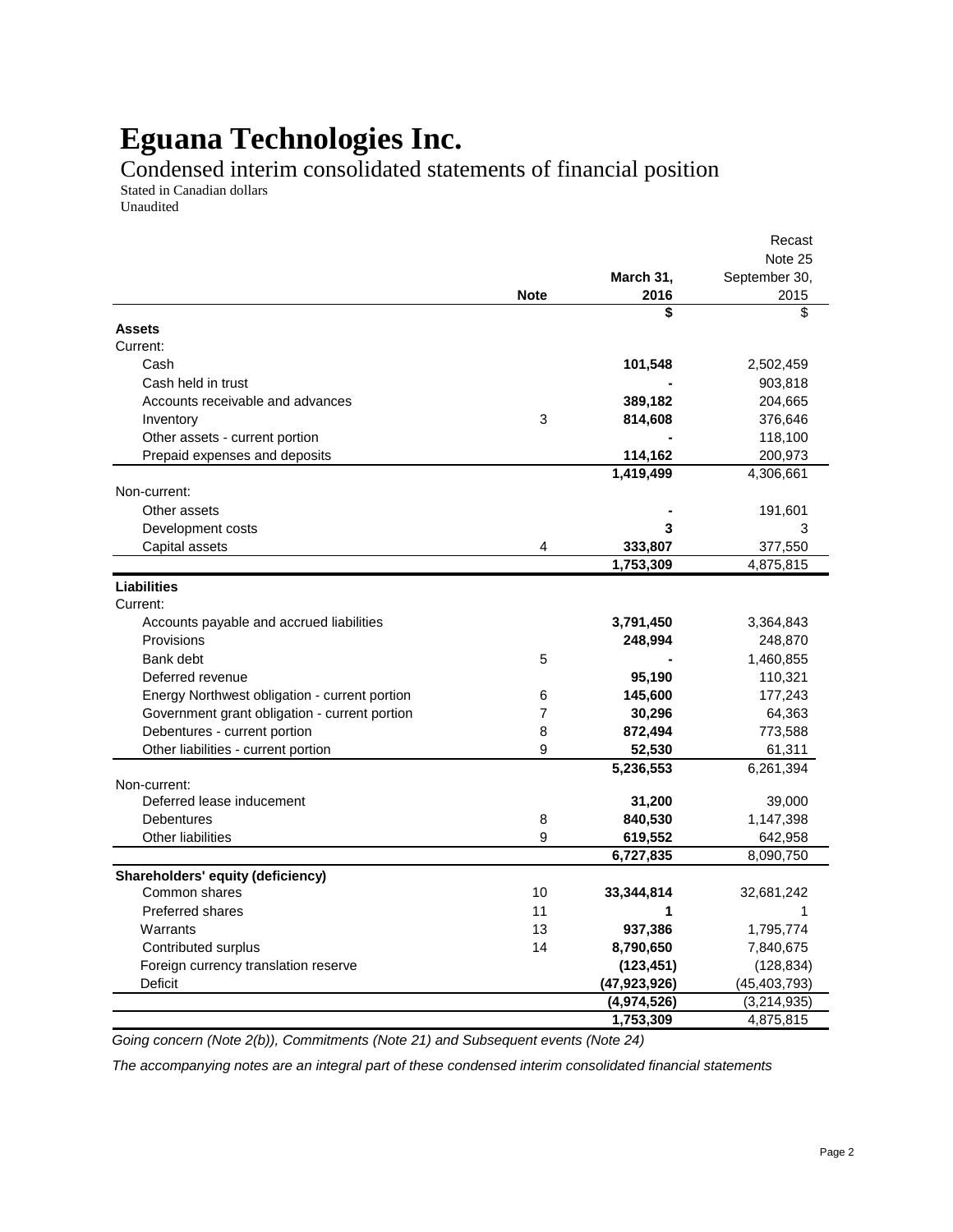# Eguana Technologies Inc.

## Condensed interim consolidated statements of financial position

Stated in Canadian dollars
Unaudited

| | Note | March 31, 2016 | Recast Note 25 September 30, 2015 |
|---|---|---|---|
| | | **$** | $ |
| **Assets** | | | |
| Current: | | | |
| Cash | | **101,548** | 2,502,459 |
| Cash held in trust | | **-** | 903,818 |
| Accounts receivable and advances | | **389,182** | 204,665 |
| Inventory | 3 | **814,608** | 376,646 |
| Other assets - current portion | | **-** | 118,100 |
| Prepaid expenses and deposits | | **114,162** | 200,973 |
| | | **1,419,499** | 4,306,661 |
| Non-current: | | | |
| Other assets | | **-** | 191,601 |
| Development costs | | **3** | 3 |
| Capital assets | 4 | **333,807** | 377,550 |
| | | **1,753,309** | 4,875,815 |
| **Liabilities** | | | |
| Current: | | | |
| Accounts payable and accrued liabilities | | **3,791,450** | 3,364,843 |
| Provisions | | **248,994** | 248,870 |
| Bank debt | 5 | **-** | 1,460,855 |
| Deferred revenue | | **95,190** | 110,321 |
| Energy Northwest obligation - current portion | 6 | **145,600** | 177,243 |
| Government grant obligation - current portion | 7 | **30,296** | 64,363 |
| Debentures - current portion | 8 | **872,494** | 773,588 |
| Other liabilities - current portion | 9 | **52,530** | 61,311 |
| | | **5,236,553** | 6,261,394 |
| Non-current: | | | |
| Deferred lease inducement | | **31,200** | 39,000 |
| Debentures | 8 | **840,530** | 1,147,398 |
| Other liabilities | 9 | **619,552** | 642,958 |
| | | **6,727,835** | 8,090,750 |
| **Shareholders' equity (deficiency)** | | | |
| Common shares | 10 | **33,344,814** | 32,681,242 |
| Preferred shares | 11 | **1** | 1 |
| Warrants | 13 | **937,386** | 1,795,774 |
| Contributed surplus | 14 | **8,790,650** | 7,840,675 |
| Foreign currency translation reserve | | **(123,451)** | (128,834) |
| Deficit | | **(47,923,926)** | (45,403,793) |
| | | **(4,974,526)** | (3,214,935) |
| | | **1,753,309** | 4,875,815 |

*Going concern (Note 2(b)), Commitments (Note 21) and Subsequent events (Note 24)*

*The accompanying notes are an integral part of these condensed interim consolidated financial statements*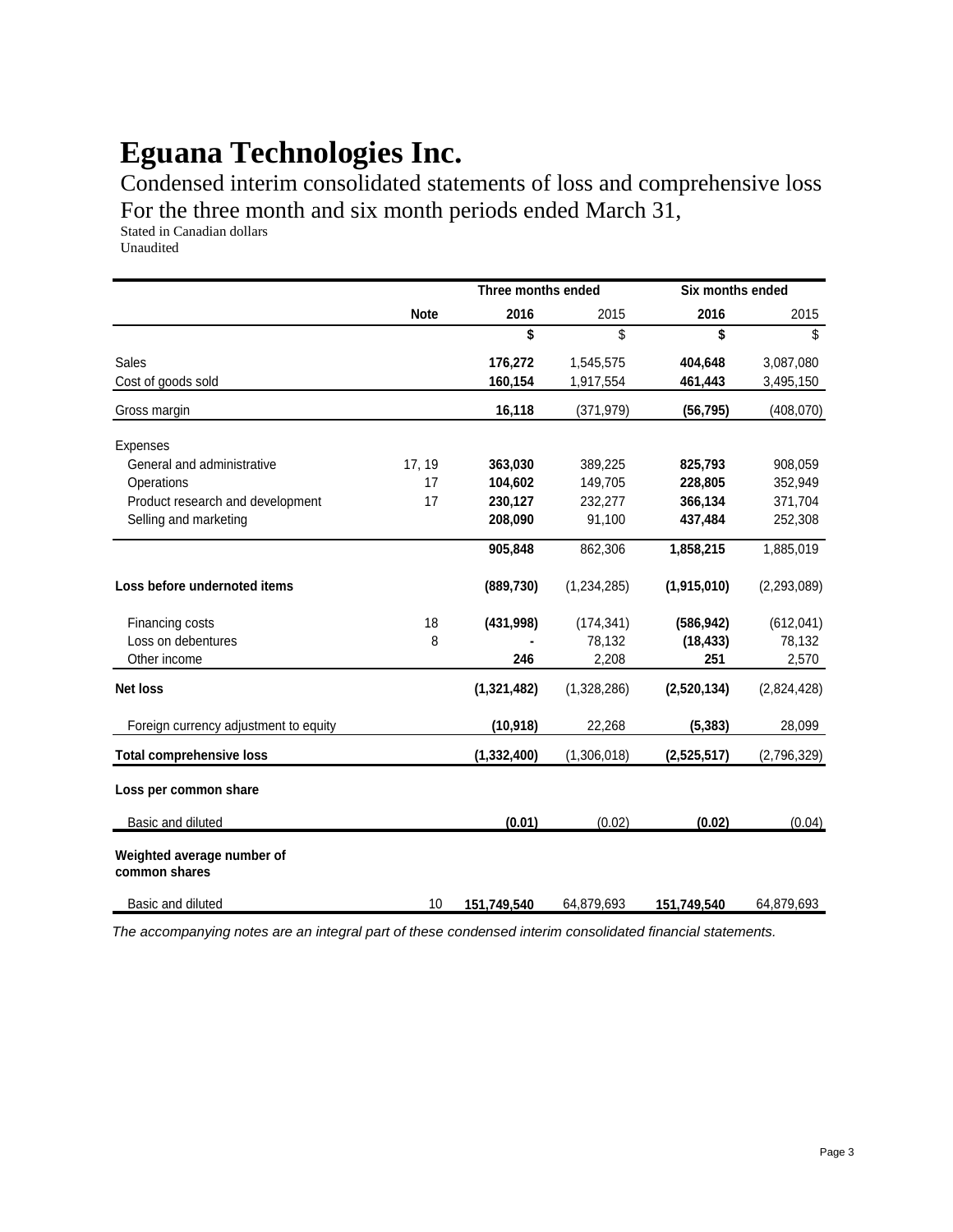# Eguana Technologies Inc.

Condensed interim consolidated statements of loss and comprehensive loss
For the three month and six month periods ended March 31,

Stated in Canadian dollars
Unaudited

| | | Three months ended | | Six months ended | |
|---|---|---|---|---|---|
| | **Note** | **2016** | 2015 | **2016** | 2015 |
| | | **$** | $ | **$** | $ |
| Sales | | **176,272** | 1,545,575 | **404,648** | 3,087,080 |
| Cost of goods sold | | **160,154** | 1,917,554 | **461,443** | 3,495,150 |
| Gross margin | | **16,118** | (371,979) | **(56,795)** | (408,070) |
| Expenses | | | | | |
| General and administrative | 17, 19 | **363,030** | 389,225 | **825,793** | 908,059 |
| Operations | 17 | **104,602** | 149,705 | **228,805** | 352,949 |
| Product research and development | 17 | **230,127** | 232,277 | **366,134** | 371,704 |
| Selling and marketing | | **208,090** | 91,100 | **437,484** | 252,308 |
| | | **905,848** | 862,306 | **1,858,215** | 1,885,019 |
| **Loss before undernoted items** | | **(889,730)** | (1,234,285) | **(1,915,010)** | (2,293,089) |
| Financing costs | 18 | **(431,998)** | (174,341) | **(586,942)** | (612,041) |
| Loss on debentures | 8 | **-** | 78,132 | **(18,433)** | 78,132 |
| Other income | | **246** | 2,208 | **251** | 2,570 |
| **Net loss** | | **(1,321,482)** | (1,328,286) | **(2,520,134)** | (2,824,428) |
| Foreign currency adjustment to equity | | **(10,918)** | 22,268 | **(5,383)** | 28,099 |
| **Total comprehensive loss** | | **(1,332,400)** | (1,306,018) | **(2,525,517)** | (2,796,329) |
| **Loss per common share** | | | | | |
| Basic and diluted | | **(0.01)** | (0.02) | **(0.02)** | (0.04) |
| **Weighted average number of common shares** | | | | | |
| Basic and diluted | 10 | **151,749,540** | 64,879,693 | **151,749,540** | 64,879,693 |

*The accompanying notes are an integral part of these condensed interim consolidated financial statements.*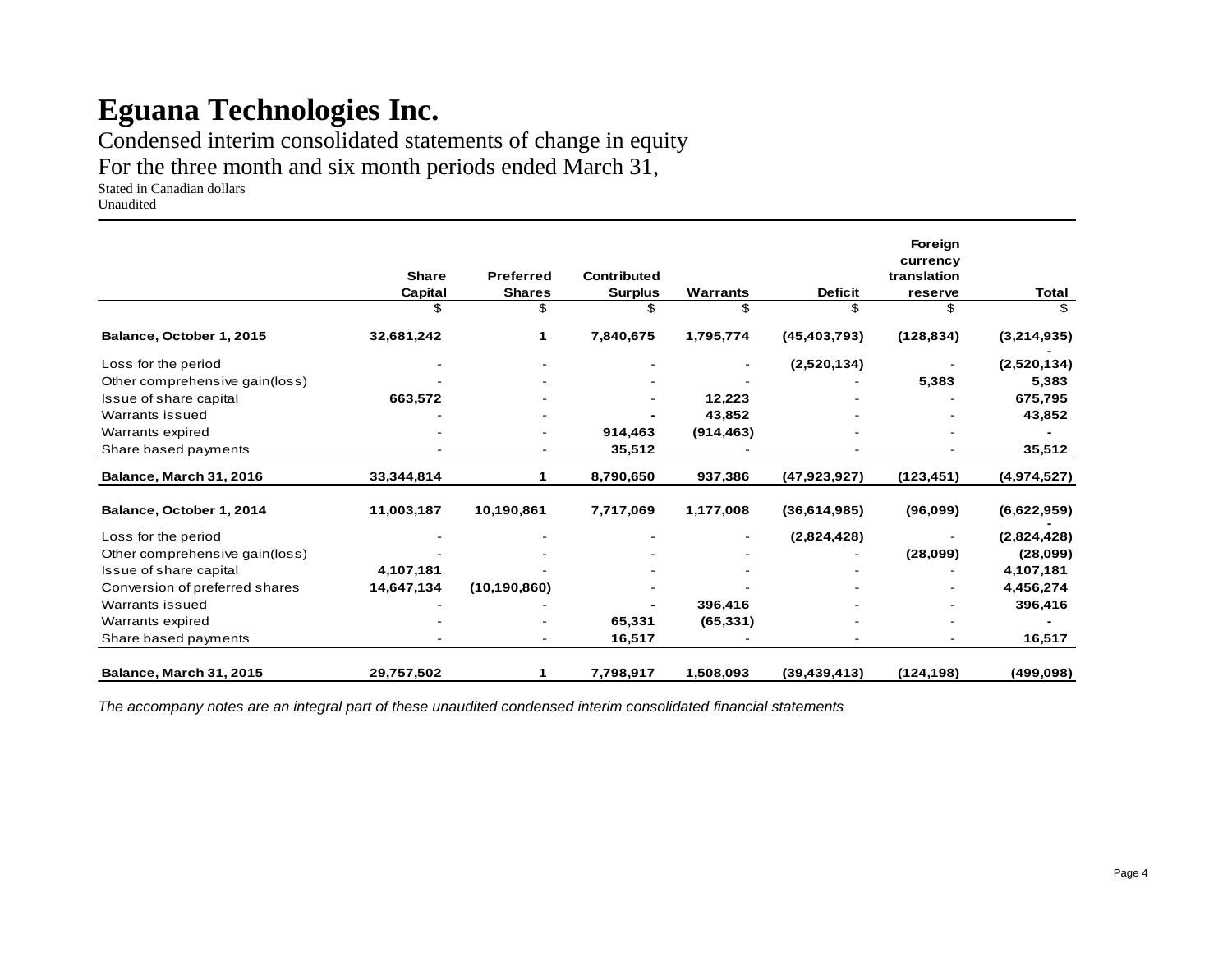# Eguana Technologies Inc.

Condensed interim consolidated statements of change in equity
For the three month and six month periods ended March 31,
Stated in Canadian dollars
Unaudited

| | Share Capital | Preferred Shares | Contributed Surplus | Warrants | Deficit | Foreign currency translation reserve | Total |
|---|---|---|---|---|---|---|---|
| | $ | $ | $ | $ | $ | $ | $ |
| **Balance, October 1, 2015** | **32,681,242** | **1** | **7,840,675** | **1,795,774** | **(45,403,793)** | **(128,834)** | **(3,214,935)** |
| Loss for the period | - | - | - | - | **(2,520,134)** | - | **(2,520,134)** |
| Other comprehensive gain(loss) | - | - | - | - | - | **5,383** | **5,383** |
| Issue of share capital | **663,572** | - | - | **12,223** | - | - | **675,795** |
| Warrants issued | - | - | **-** | **43,852** | - | - | **43,852** |
| Warrants expired | - | - | **914,463** | **(914,463)** | - | - | **-** |
| Share based payments | - | - | **35,512** | - | - | - | **35,512** |
| **Balance, March 31, 2016** | **33,344,814** | **1** | **8,790,650** | **937,386** | **(47,923,927)** | **(123,451)** | **(4,974,527)** |
| **Balance, October 1, 2014** | **11,003,187** | **10,190,861** | **7,717,069** | **1,177,008** | **(36,614,985)** | **(96,099)** | **(6,622,959)** |
| Loss for the period | - | - | - | - | **(2,824,428)** | - | **(2,824,428)** |
| Other comprehensive gain(loss) | - | - | - | - | - | **(28,099)** | **(28,099)** |
| Issue of share capital | **4,107,181** | - | - | - | - | - | **4,107,181** |
| Conversion of preferred shares | **14,647,134** | **(10,190,860)** | - | - | - | - | **4,456,274** |
| Warrants issued | - | - | **-** | **396,416** | - | - | **396,416** |
| Warrants expired | - | - | **65,331** | **(65,331)** | - | - | **-** |
| Share based payments | - | - | **16,517** | - | - | - | **16,517** |
| **Balance, March 31, 2015** | **29,757,502** | **1** | **7,798,917** | **1,508,093** | **(39,439,413)** | **(124,198)** | **(499,098)** |

*The accompany notes are an integral part of these unaudited condensed interim consolidated financial statements*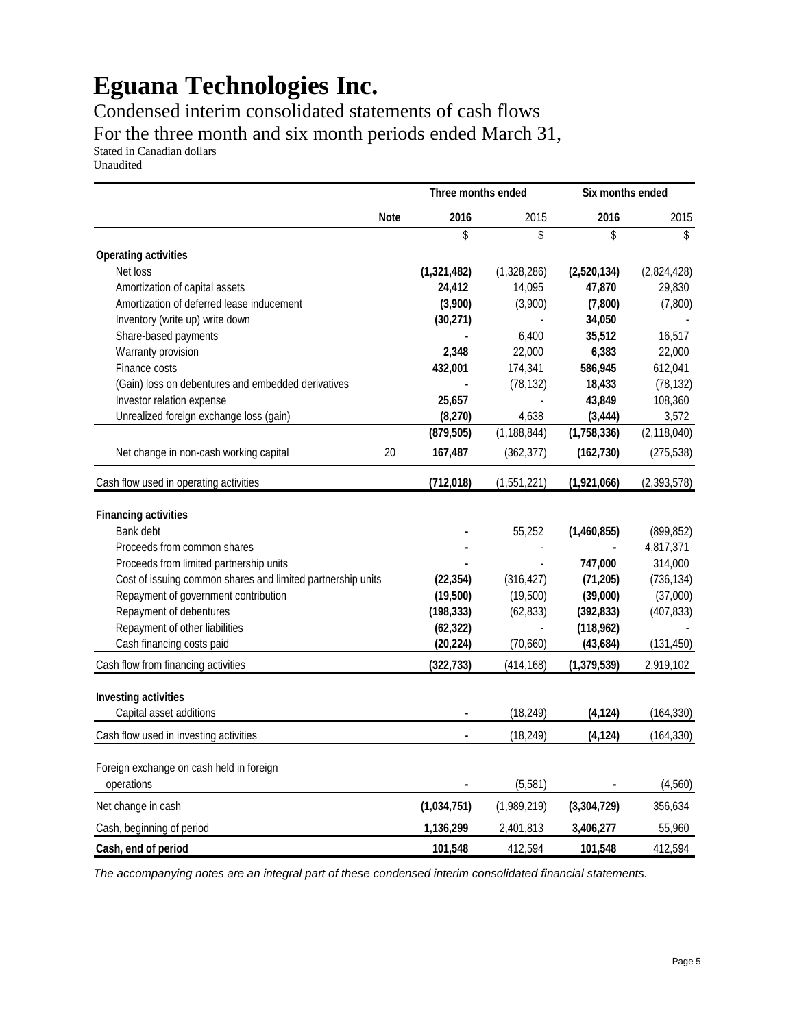# Eguana Technologies Inc.

Condensed interim consolidated statements of cash flows

For the three month and six month periods ended March 31,

Stated in Canadian dollars

Unaudited

| | Note | Three months ended | | Six months ended | |
|---|---|---|---|---|---|
| | | **2016** | 2015 | **2016** | 2015 |
| | | $ | $ | $ | $ |
| **Operating activities** | | | | | |
| Net loss | | **(1,321,482)** | (1,328,286) | **(2,520,134)** | (2,824,428) |
| Amortization of capital assets | | **24,412** | 14,095 | **47,870** | 29,830 |
| Amortization of deferred lease inducement | | **(3,900)** | (3,900) | **(7,800)** | (7,800) |
| Inventory (write up) write down | | **(30,271)** | - | **34,050** | - |
| Share-based payments | | **-** | 6,400 | **35,512** | 16,517 |
| Warranty provision | | **2,348** | 22,000 | **6,383** | 22,000 |
| Finance costs | | **432,001** | 174,341 | **586,945** | 612,041 |
| (Gain) loss on debentures and embedded derivatives | | **-** | (78,132) | **18,433** | (78,132) |
| Investor relation expense | | **25,657** | - | **43,849** | 108,360 |
| Unrealized foreign exchange loss (gain) | | **(8,270)** | 4,638 | **(3,444)** | 3,572 |
| | | **(879,505)** | (1,188,844) | **(1,758,336)** | (2,118,040) |
| Net change in non-cash working capital | 20 | **167,487** | (362,377) | **(162,730)** | (275,538) |
| Cash flow used in operating activities | | **(712,018)** | (1,551,221) | **(1,921,066)** | (2,393,578) |
| **Financing activities** | | | | | |
| Bank debt | | **-** | 55,252 | **(1,460,855)** | (899,852) |
| Proceeds from common shares | | **-** | - | **-** | 4,817,371 |
| Proceeds from limited partnership units | | **-** | - | **747,000** | 314,000 |
| Cost of issuing common shares and limited partnership units | | **(22,354)** | (316,427) | **(71,205)** | (736,134) |
| Repayment of government contribution | | **(19,500)** | (19,500) | **(39,000)** | (37,000) |
| Repayment of debentures | | **(198,333)** | (62,833) | **(392,833)** | (407,833) |
| Repayment of other liabilities | | **(62,322)** | - | **(118,962)** | - |
| Cash financing costs paid | | **(20,224)** | (70,660) | **(43,684)** | (131,450) |
| Cash flow from financing activities | | **(322,733)** | (414,168) | **(1,379,539)** | 2,919,102 |
| **Investing activities** | | | | | |
| Capital asset additions | | **-** | (18,249) | **(4,124)** | (164,330) |
| Cash flow used in investing activities | | **-** | (18,249) | **(4,124)** | (164,330) |
| Foreign exchange on cash held in foreign operations | | **-** | (5,581) | **-** | (4,560) |
| Net change in cash | | **(1,034,751)** | (1,989,219) | **(3,304,729)** | 356,634 |
| Cash, beginning of period | | **1,136,299** | 2,401,813 | **3,406,277** | 55,960 |
| **Cash, end of period** | | **101,548** | 412,594 | **101,548** | 412,594 |

*The accompanying notes are an integral part of these condensed interim consolidated financial statements.*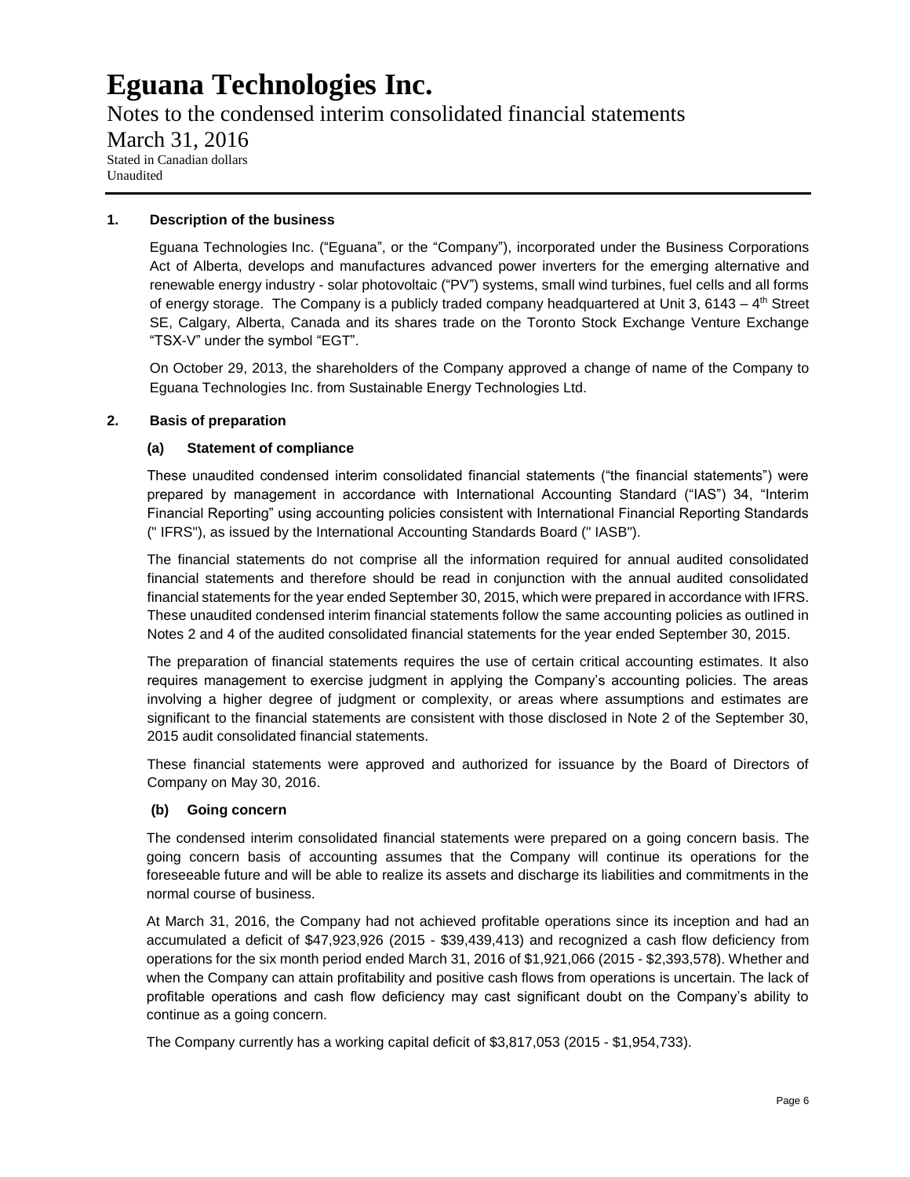# Eguana Technologies Inc.

Notes to the condensed interim consolidated financial statements

March 31, 2016

Stated in Canadian dollars
Unaudited

## 1. Description of the business

Eguana Technologies Inc. ("Eguana", or the "Company"), incorporated under the Business Corporations Act of Alberta, develops and manufactures advanced power inverters for the emerging alternative and renewable energy industry - solar photovoltaic ("PV") systems, small wind turbines, fuel cells and all forms of energy storage. The Company is a publicly traded company headquartered at Unit 3, 6143 – 4th Street SE, Calgary, Alberta, Canada and its shares trade on the Toronto Stock Exchange Venture Exchange "TSX-V" under the symbol "EGT".

On October 29, 2013, the shareholders of the Company approved a change of name of the Company to Eguana Technologies Inc. from Sustainable Energy Technologies Ltd.

## 2. Basis of preparation

### (a) Statement of compliance

These unaudited condensed interim consolidated financial statements ("the financial statements") were prepared by management in accordance with International Accounting Standard ("IAS") 34, "Interim Financial Reporting" using accounting policies consistent with International Financial Reporting Standards (" IFRS"), as issued by the International Accounting Standards Board (" IASB").

The financial statements do not comprise all the information required for annual audited consolidated financial statements and therefore should be read in conjunction with the annual audited consolidated financial statements for the year ended September 30, 2015, which were prepared in accordance with IFRS. These unaudited condensed interim financial statements follow the same accounting policies as outlined in Notes 2 and 4 of the audited consolidated financial statements for the year ended September 30, 2015.

The preparation of financial statements requires the use of certain critical accounting estimates. It also requires management to exercise judgment in applying the Company's accounting policies. The areas involving a higher degree of judgment or complexity, or areas where assumptions and estimates are significant to the financial statements are consistent with those disclosed in Note 2 of the September 30, 2015 audit consolidated financial statements.

These financial statements were approved and authorized for issuance by the Board of Directors of Company on May 30, 2016.

### (b) Going concern

The condensed interim consolidated financial statements were prepared on a going concern basis. The going concern basis of accounting assumes that the Company will continue its operations for the foreseeable future and will be able to realize its assets and discharge its liabilities and commitments in the normal course of business.

At March 31, 2016, the Company had not achieved profitable operations since its inception and had an accumulated a deficit of $47,923,926 (2015 - $39,439,413) and recognized a cash flow deficiency from operations for the six month period ended March 31, 2016 of $1,921,066 (2015 - $2,393,578). Whether and when the Company can attain profitability and positive cash flows from operations is uncertain. The lack of profitable operations and cash flow deficiency may cast significant doubt on the Company's ability to continue as a going concern.

The Company currently has a working capital deficit of $3,817,053 (2015 - $1,954,733).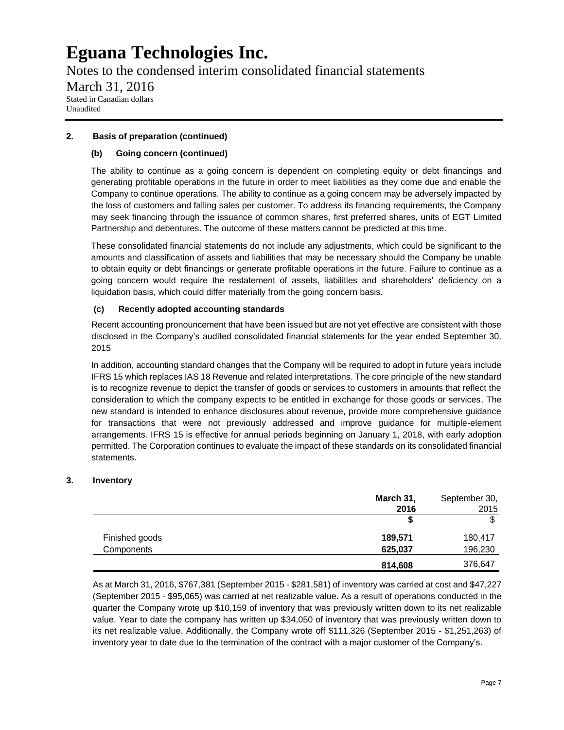# Eguana Technologies Inc.

Notes to the condensed interim consolidated financial statements

March 31, 2016

Stated in Canadian dollars
Unaudited

## 2. Basis of preparation (continued)

### (b) Going concern (continued)

The ability to continue as a going concern is dependent on completing equity or debt financings and generating profitable operations in the future in order to meet liabilities as they come due and enable the Company to continue operations. The ability to continue as a going concern may be adversely impacted by the loss of customers and falling sales per customer. To address its financing requirements, the Company may seek financing through the issuance of common shares, first preferred shares, units of EGT Limited Partnership and debentures. The outcome of these matters cannot be predicted at this time.

These consolidated financial statements do not include any adjustments, which could be significant to the amounts and classification of assets and liabilities that may be necessary should the Company be unable to obtain equity or debt financings or generate profitable operations in the future. Failure to continue as a going concern would require the restatement of assets, liabilities and shareholders' deficiency on a liquidation basis, which could differ materially from the going concern basis.

### (c) Recently adopted accounting standards

Recent accounting pronouncement that have been issued but are not yet effective are consistent with those disclosed in the Company's audited consolidated financial statements for the year ended September 30, 2015

In addition, accounting standard changes that the Company will be required to adopt in future years include IFRS 15 which replaces IAS 18 Revenue and related interpretations. The core principle of the new standard is to recognize revenue to depict the transfer of goods or services to customers in amounts that reflect the consideration to which the company expects to be entitled in exchange for those goods or services. The new standard is intended to enhance disclosures about revenue, provide more comprehensive guidance for transactions that were not previously addressed and improve guidance for multiple-element arrangements. IFRS 15 is effective for annual periods beginning on January 1, 2018, with early adoption permitted. The Corporation continues to evaluate the impact of these standards on its consolidated financial statements.

## 3. Inventory

| | **March 31, 2016** | September 30, 2015 |
|---|---|---|
| | **$** | $ |
| Finished goods | **189,571** | 180,417 |
| Components | **625,037** | 196,230 |
| | **814,608** | 376,647 |

As at March 31, 2016, $767,381 (September 2015 - $281,581) of inventory was carried at cost and $47,227 (September 2015 - $95,065) was carried at net realizable value. As a result of operations conducted in the quarter the Company wrote up $10,159 of inventory that was previously written down to its net realizable value. Year to date the company has written up $34,050 of inventory that was previously written down to its net realizable value. Additionally, the Company wrote off $111,326 (September 2015 - $1,251,263) of inventory year to date due to the termination of the contract with a major customer of the Company's.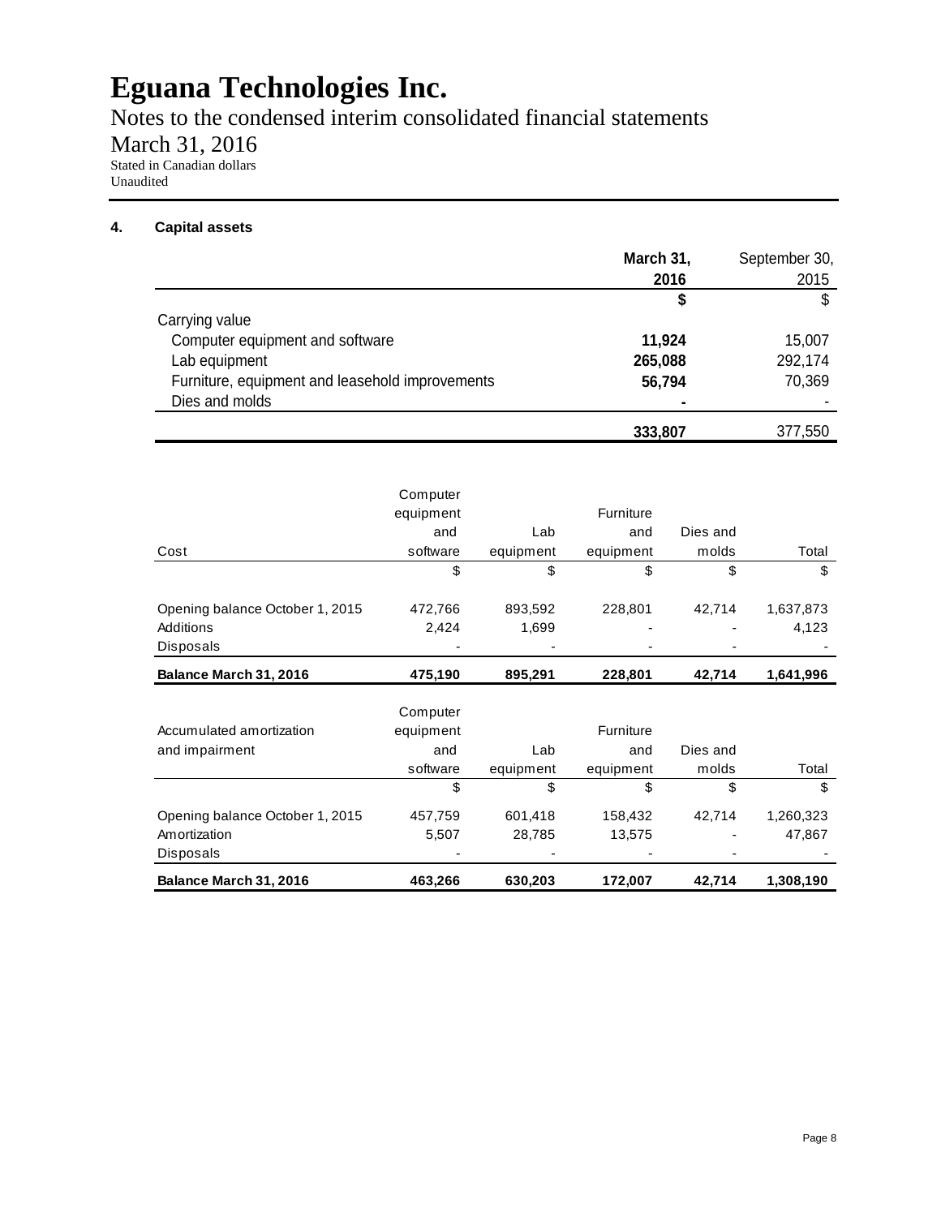# Eguana Technologies Inc.

Notes to the condensed interim consolidated financial statements

March 31, 2016

Stated in Canadian dollars
Unaudited

## 4. Capital assets

| | **March 31, 2016** | September 30, 2015 |
|---|---|---|
| | **$** | $ |
| Carrying value | | |
| Computer equipment and software | **11,924** | 15,007 |
| Lab equipment | **265,088** | 292,174 |
| Furniture, equipment and leasehold improvements | **56,794** | 70,369 |
| Dies and molds | **-** | - |
| | **333,807** | 377,550 |

| Cost | Computer equipment and software | Lab equipment | Furniture and equipment | Dies and molds | Total |
|---|---|---|---|---|---|
| | $ | $ | $ | $ | $ |
| Opening balance October 1, 2015 | 472,766 | 893,592 | 228,801 | 42,714 | 1,637,873 |
| Additions | 2,424 | 1,699 | - | - | 4,123 |
| Disposals | - | - | - | - | - |
| **Balance March 31, 2016** | **475,190** | **895,291** | **228,801** | **42,714** | **1,641,996** |

| Accumulated amortization and impairment | Computer equipment and software | Lab equipment | Furniture and equipment | Dies and molds | Total |
|---|---|---|---|---|---|
| | $ | $ | $ | $ | $ |
| Opening balance October 1, 2015 | 457,759 | 601,418 | 158,432 | 42,714 | 1,260,323 |
| Amortization | 5,507 | 28,785 | 13,575 | - | 47,867 |
| Disposals | - | - | - | - | - |
| **Balance March 31, 2016** | **463,266** | **630,203** | **172,007** | **42,714** | **1,308,190** |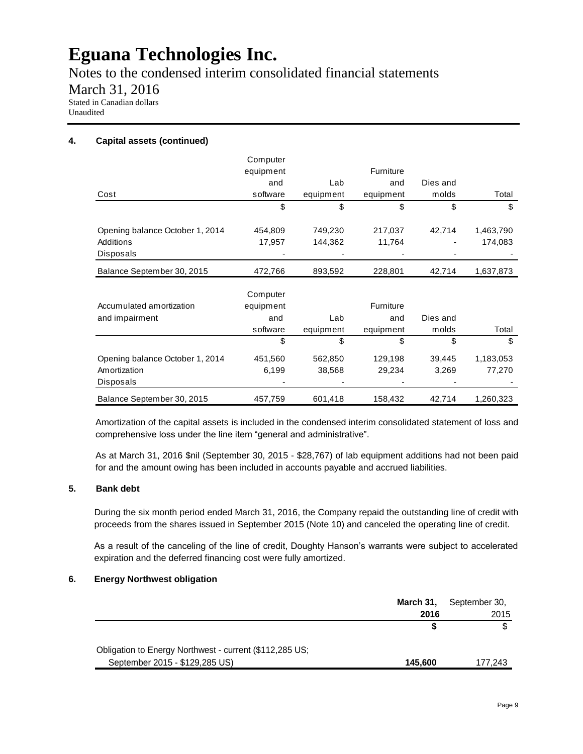# Eguana Technologies Inc.

Notes to the condensed interim consolidated financial statements

March 31, 2016

Stated in Canadian dollars
Unaudited

### 4. Capital assets (continued)

| Cost | Computer equipment and software | Lab equipment | Furniture and equipment | Dies and molds | Total |
|---|---|---|---|---|---|
| | $ | $ | $ | $ | $ |
| Opening balance October 1, 2014 | 454,809 | 749,230 | 217,037 | 42,714 | 1,463,790 |
| Additions | 17,957 | 144,362 | 11,764 | - | 174,083 |
| Disposals | - | - | - | - | - |
| Balance September 30, 2015 | 472,766 | 893,592 | 228,801 | 42,714 | 1,637,873 |

| Accumulated amortization and impairment | Computer equipment and software | Lab equipment | Furniture and equipment | Dies and molds | Total |
|---|---|---|---|---|---|
| | $ | $ | $ | $ | $ |
| Opening balance October 1, 2014 | 451,560 | 562,850 | 129,198 | 39,445 | 1,183,053 |
| Amortization | 6,199 | 38,568 | 29,234 | 3,269 | 77,270 |
| Disposals | - | - | - | - | - |
| Balance September 30, 2015 | 457,759 | 601,418 | 158,432 | 42,714 | 1,260,323 |

Amortization of the capital assets is included in the condensed interim consolidated statement of loss and comprehensive loss under the line item "general and administrative".

As at March 31, 2016 $nil (September 30, 2015 - $28,767) of lab equipment additions had not been paid for and the amount owing has been included in accounts payable and accrued liabilities.

### 5. Bank debt

During the six month period ended March 31, 2016, the Company repaid the outstanding line of credit with proceeds from the shares issued in September 2015 (Note 10) and canceled the operating line of credit.

As a result of the canceling of the line of credit, Doughty Hanson's warrants were subject to accelerated expiration and the deferred financing cost were fully amortized.

### 6. Energy Northwest obligation

| | **March 31, 2016** | September 30, 2015 |
|---|---|---|
| | **$** | $ |
| Obligation to Energy Northwest - current ($112,285 US; September 2015 - $129,285 US) | **145,600** | 177,243 |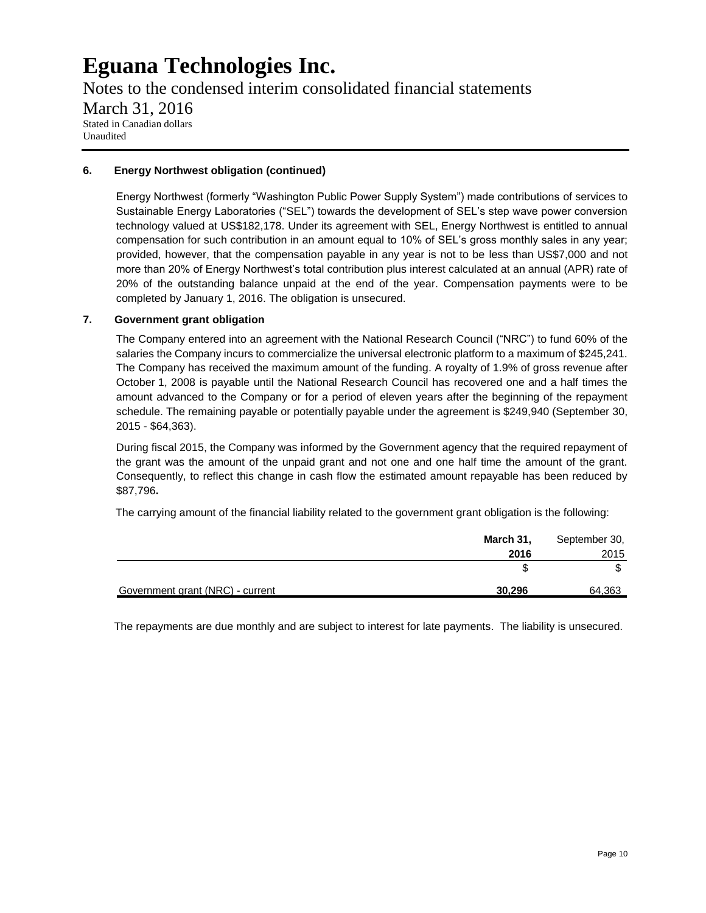## 6. Energy Northwest obligation (continued)

Energy Northwest (formerly "Washington Public Power Supply System") made contributions of services to Sustainable Energy Laboratories ("SEL") towards the development of SEL's step wave power conversion technology valued at US$182,178. Under its agreement with SEL, Energy Northwest is entitled to annual compensation for such contribution in an amount equal to 10% of SEL's gross monthly sales in any year; provided, however, that the compensation payable in any year is not to be less than US$7,000 and not more than 20% of Energy Northwest's total contribution plus interest calculated at an annual (APR) rate of 20% of the outstanding balance unpaid at the end of the year. Compensation payments were to be completed by January 1, 2016. The obligation is unsecured.

## 7. Government grant obligation

The Company entered into an agreement with the National Research Council ("NRC") to fund 60% of the salaries the Company incurs to commercialize the universal electronic platform to a maximum of $245,241. The Company has received the maximum amount of the funding. A royalty of 1.9% of gross revenue after October 1, 2008 is payable until the National Research Council has recovered one and a half times the amount advanced to the Company or for a period of eleven years after the beginning of the repayment schedule. The remaining payable or potentially payable under the agreement is $249,940 (September 30, 2015 - $64,363).

During fiscal 2015, the Company was informed by the Government agency that the required repayment of the grant was the amount of the unpaid grant and not one and one half time the amount of the grant. Consequently, to reflect this change in cash flow the estimated amount repayable has been reduced by $87,796**.**

The carrying amount of the financial liability related to the government grant obligation is the following:

| | **March 31, 2016** | September 30, 2015 |
|---|---|---|
| | $ | $ |
| Government grant (NRC) - current | **30,296** | 64,363 |

The repayments are due monthly and are subject to interest for late payments. The liability is unsecured.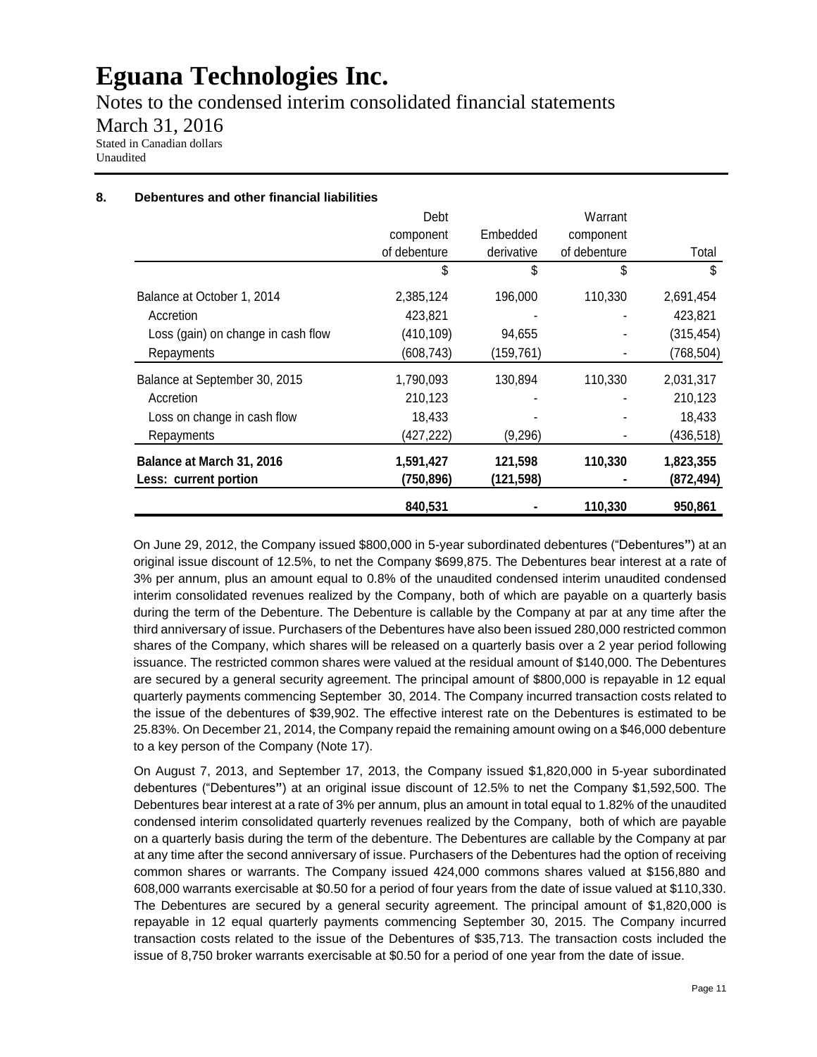# Eguana Technologies Inc.

Notes to the condensed interim consolidated financial statements

March 31, 2016

Stated in Canadian dollars
Unaudited

### 8. Debentures and other financial liabilities

| | Debt component of debenture | Embedded derivative | Warrant component of debenture | Total |
|---|---|---|---|---|
| | $ | $ | $ | $ |
| Balance at October 1, 2014 | 2,385,124 | 196,000 | 110,330 | 2,691,454 |
| Accretion | 423,821 | - | - | 423,821 |
| Loss (gain) on change in cash flow | (410,109) | 94,655 | - | (315,454) |
| Repayments | (608,743) | (159,761) | - | (768,504) |
| Balance at September 30, 2015 | 1,790,093 | 130,894 | 110,330 | 2,031,317 |
| Accretion | 210,123 | - | - | 210,123 |
| Loss on change in cash flow | 18,433 | - | - | 18,433 |
| Repayments | (427,222) | (9,296) | - | (436,518) |
| **Balance at March 31, 2016** | **1,591,427** | **121,598** | **110,330** | **1,823,355** |
| **Less: current portion** | **(750,896)** | **(121,598)** | **-** | **(872,494)** |
| | **840,531** | **-** | **110,330** | **950,861** |

On June 29, 2012, the Company issued $800,000 in 5-year subordinated debentures ("Debentures") at an original issue discount of 12.5%, to net the Company $699,875. The Debentures bear interest at a rate of 3% per annum, plus an amount equal to 0.8% of the unaudited condensed interim unaudited condensed interim consolidated revenues realized by the Company, both of which are payable on a quarterly basis during the term of the Debenture. The Debenture is callable by the Company at par at any time after the third anniversary of issue. Purchasers of the Debentures have also been issued 280,000 restricted common shares of the Company, which shares will be released on a quarterly basis over a 2 year period following issuance. The restricted common shares were valued at the residual amount of $140,000. The Debentures are secured by a general security agreement. The principal amount of $800,000 is repayable in 12 equal quarterly payments commencing September 30, 2014. The Company incurred transaction costs related to the issue of the debentures of $39,902. The effective interest rate on the Debentures is estimated to be 25.83%. On December 21, 2014, the Company repaid the remaining amount owing on a $46,000 debenture to a key person of the Company (Note 17).

On August 7, 2013, and September 17, 2013, the Company issued $1,820,000 in 5-year subordinated debentures ("Debentures") at an original issue discount of 12.5% to net the Company $1,592,500. The Debentures bear interest at a rate of 3% per annum, plus an amount in total equal to 1.82% of the unaudited condensed interim consolidated quarterly revenues realized by the Company, both of which are payable on a quarterly basis during the term of the debenture. The Debentures are callable by the Company at par at any time after the second anniversary of issue. Purchasers of the Debentures had the option of receiving common shares or warrants. The Company issued 424,000 commons shares valued at $156,880 and 608,000 warrants exercisable at $0.50 for a period of four years from the date of issue valued at $110,330. The Debentures are secured by a general security agreement. The principal amount of $1,820,000 is repayable in 12 equal quarterly payments commencing September 30, 2015. The Company incurred transaction costs related to the issue of the Debentures of $35,713. The transaction costs included the issue of 8,750 broker warrants exercisable at $0.50 for a period of one year from the date of issue.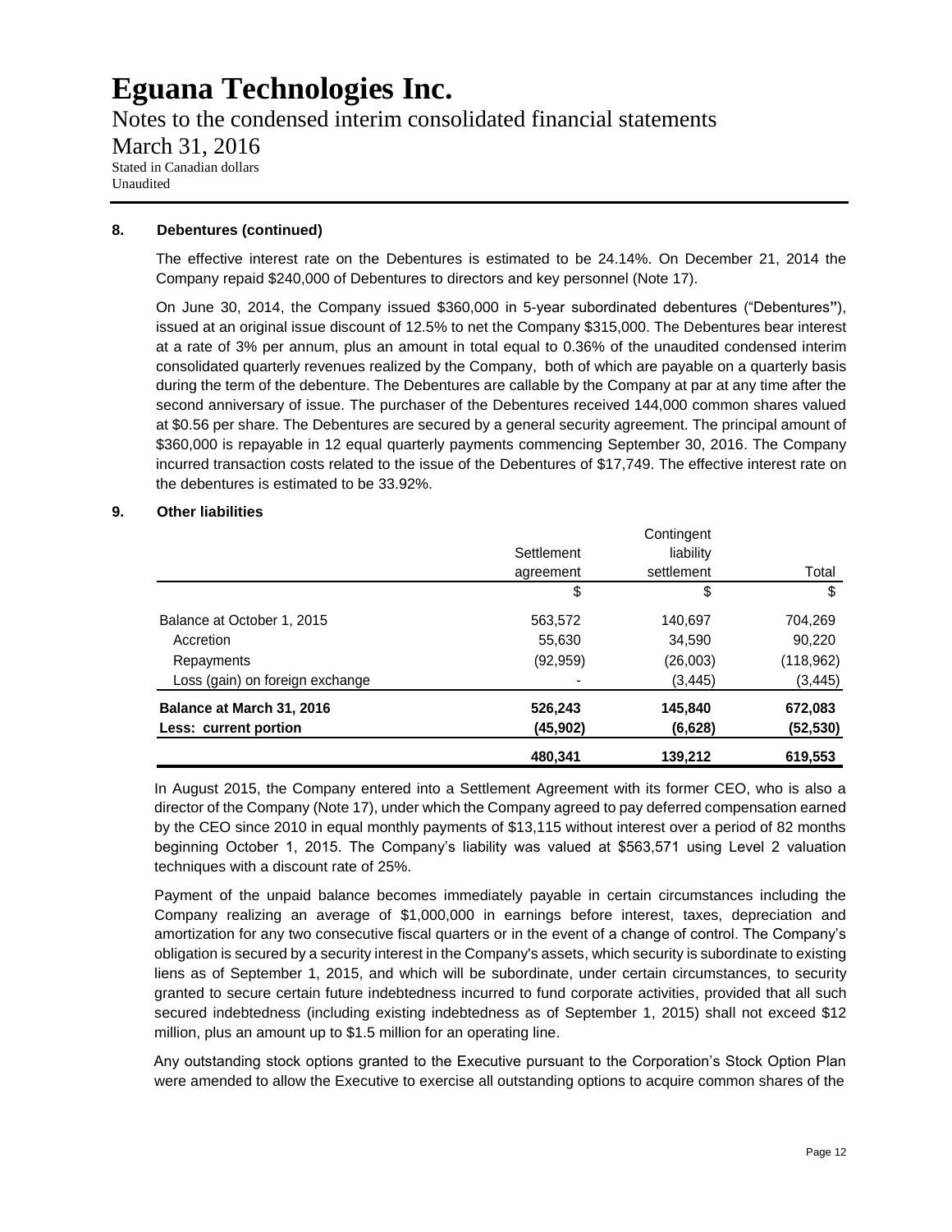### 8. Debentures (continued)

The effective interest rate on the Debentures is estimated to be 24.14%. On December 21, 2014 the Company repaid $240,000 of Debentures to directors and key personnel (Note 17).

On June 30, 2014, the Company issued $360,000 in 5-year subordinated debentures ("Debentures"), issued at an original issue discount of 12.5% to net the Company $315,000. The Debentures bear interest at a rate of 3% per annum, plus an amount in total equal to 0.36% of the unaudited condensed interim consolidated quarterly revenues realized by the Company, both of which are payable on a quarterly basis during the term of the debenture. The Debentures are callable by the Company at par at any time after the second anniversary of issue. The purchaser of the Debentures received 144,000 common shares valued at $0.56 per share. The Debentures are secured by a general security agreement. The principal amount of $360,000 is repayable in 12 equal quarterly payments commencing September 30, 2016. The Company incurred transaction costs related to the issue of the Debentures of $17,749. The effective interest rate on the debentures is estimated to be 33.92%.

### 9. Other liabilities

| | Settlement agreement | Contingent liability settlement | Total |
|---|---|---|---|
| | $ | $ | $ |
| Balance at October 1, 2015 | 563,572 | 140,697 | 704,269 |
| Accretion | 55,630 | 34,590 | 90,220 |
| Repayments | (92,959) | (26,003) | (118,962) |
| Loss (gain) on foreign exchange | - | (3,445) | (3,445) |
| **Balance at March 31, 2016** | **526,243** | **145,840** | **672,083** |
| **Less: current portion** | **(45,902)** | **(6,628)** | **(52,530)** |
| | **480,341** | **139,212** | **619,553** |

In August 2015, the Company entered into a Settlement Agreement with its former CEO, who is also a director of the Company (Note 17), under which the Company agreed to pay deferred compensation earned by the CEO since 2010 in equal monthly payments of $13,115 without interest over a period of 82 months beginning October 1, 2015. The Company's liability was valued at $563,571 using Level 2 valuation techniques with a discount rate of 25%.

Payment of the unpaid balance becomes immediately payable in certain circumstances including the Company realizing an average of $1,000,000 in earnings before interest, taxes, depreciation and amortization for any two consecutive fiscal quarters or in the event of a change of control. The Company's obligation is secured by a security interest in the Company's assets, which security is subordinate to existing liens as of September 1, 2015, and which will be subordinate, under certain circumstances, to security granted to secure certain future indebtedness incurred to fund corporate activities, provided that all such secured indebtedness (including existing indebtedness as of September 1, 2015) shall not exceed $12 million, plus an amount up to $1.5 million for an operating line.

Any outstanding stock options granted to the Executive pursuant to the Corporation's Stock Option Plan were amended to allow the Executive to exercise all outstanding options to acquire common shares of the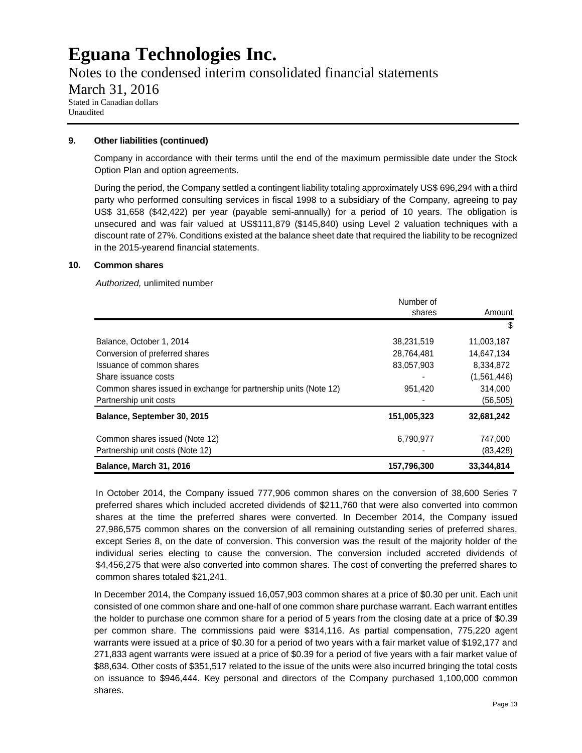### 9. Other liabilities (continued)

Company in accordance with their terms until the end of the maximum permissible date under the Stock Option Plan and option agreements.

During the period, the Company settled a contingent liability totaling approximately US$ 696,294 with a third party who performed consulting services in fiscal 1998 to a subsidiary of the Company, agreeing to pay US$ 31,658 ($42,422) per year (payable semi-annually) for a period of 10 years. The obligation is unsecured and was fair valued at US$111,879 ($145,840) using Level 2 valuation techniques with a discount rate of 27%. Conditions existed at the balance sheet date that required the liability to be recognized in the 2015-yearend financial statements.

### 10. Common shares

*Authorized,* unlimited number

| | Number of shares | Amount |
|---|---|---|
| | | $ |
| Balance, October 1, 2014 | 38,231,519 | 11,003,187 |
| Conversion of preferred shares | 28,764,481 | 14,647,134 |
| Issuance of common shares | 83,057,903 | 8,334,872 |
| Share issuance costs | - | (1,561,446) |
| Common shares issued in exchange for partnership units (Note 12) | 951,420 | 314,000 |
| Partnership unit costs | - | (56,505) |
| **Balance, September 30, 2015** | **151,005,323** | **32,681,242** |
| Common shares issued (Note 12) | 6,790,977 | 747,000 |
| Partnership unit costs (Note 12) | - | (83,428) |
| **Balance, March 31, 2016** | **157,796,300** | **33,344,814** |

In October 2014, the Company issued 777,906 common shares on the conversion of 38,600 Series 7 preferred shares which included accreted dividends of $211,760 that were also converted into common shares at the time the preferred shares were converted. In December 2014, the Company issued 27,986,575 common shares on the conversion of all remaining outstanding series of preferred shares, except Series 8, on the date of conversion. This conversion was the result of the majority holder of the individual series electing to cause the conversion. The conversion included accreted dividends of $4,456,275 that were also converted into common shares. The cost of converting the preferred shares to common shares totaled $21,241.

In December 2014, the Company issued 16,057,903 common shares at a price of $0.30 per unit. Each unit consisted of one common share and one-half of one common share purchase warrant. Each warrant entitles the holder to purchase one common share for a period of 5 years from the closing date at a price of $0.39 per common share. The commissions paid were $314,116. As partial compensation, 775,220 agent warrants were issued at a price of $0.30 for a period of two years with a fair market value of $192,177 and 271,833 agent warrants were issued at a price of $0.39 for a period of five years with a fair market value of $88,634. Other costs of $351,517 related to the issue of the units were also incurred bringing the total costs on issuance to $946,444. Key personal and directors of the Company purchased 1,100,000 common shares.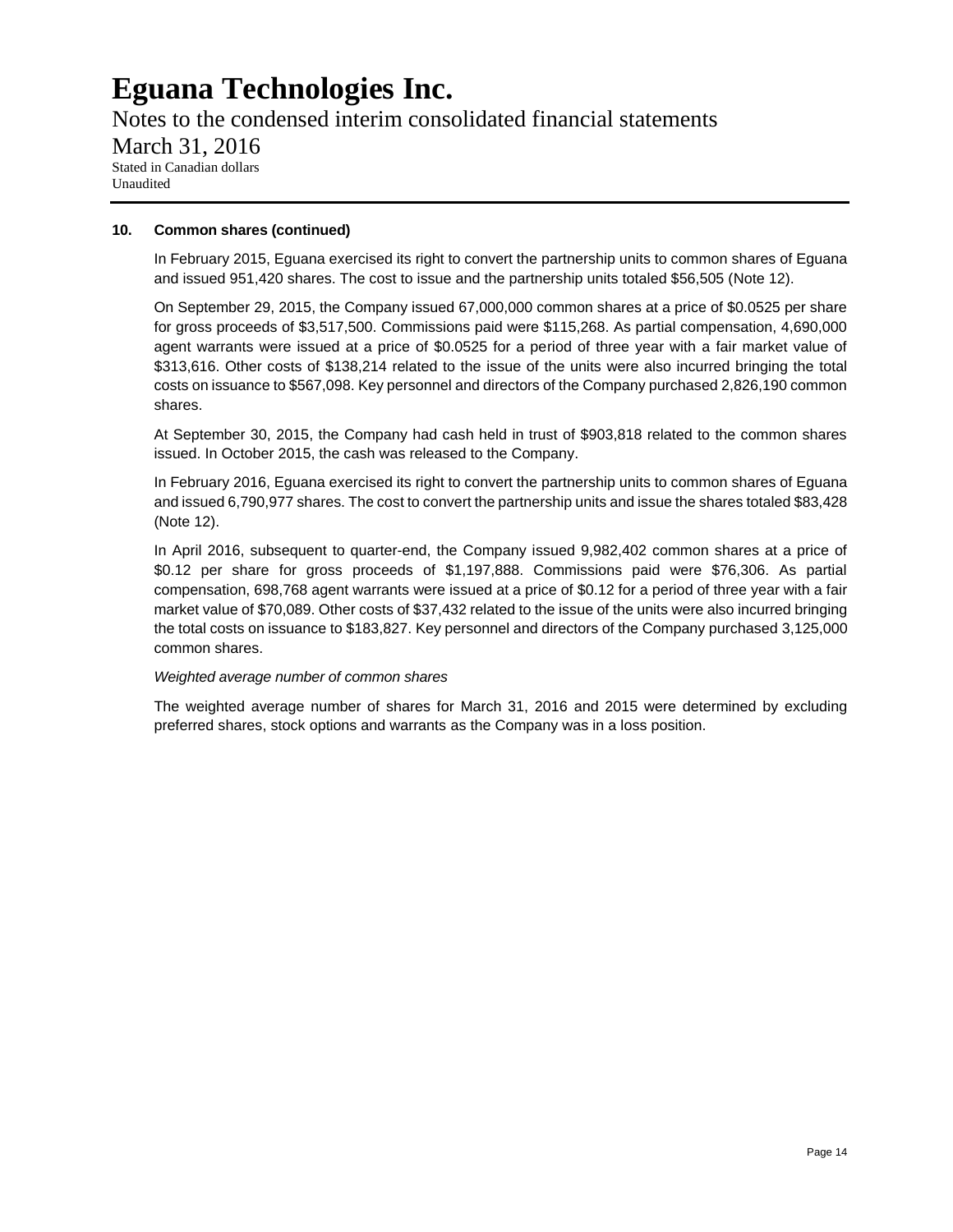### 10. Common shares (continued)

In February 2015, Eguana exercised its right to convert the partnership units to common shares of Eguana and issued 951,420 shares. The cost to issue and the partnership units totaled $56,505 (Note 12).

On September 29, 2015, the Company issued 67,000,000 common shares at a price of $0.0525 per share for gross proceeds of $3,517,500. Commissions paid were $115,268. As partial compensation, 4,690,000 agent warrants were issued at a price of $0.0525 for a period of three year with a fair market value of $313,616. Other costs of $138,214 related to the issue of the units were also incurred bringing the total costs on issuance to $567,098. Key personnel and directors of the Company purchased 2,826,190 common shares.

At September 30, 2015, the Company had cash held in trust of $903,818 related to the common shares issued. In October 2015, the cash was released to the Company.

In February 2016, Eguana exercised its right to convert the partnership units to common shares of Eguana and issued 6,790,977 shares. The cost to convert the partnership units and issue the shares totaled $83,428 (Note 12).

In April 2016, subsequent to quarter-end, the Company issued 9,982,402 common shares at a price of $0.12 per share for gross proceeds of $1,197,888. Commissions paid were $76,306. As partial compensation, 698,768 agent warrants were issued at a price of $0.12 for a period of three year with a fair market value of $70,089. Other costs of $37,432 related to the issue of the units were also incurred bringing the total costs on issuance to $183,827. Key personnel and directors of the Company purchased 3,125,000 common shares.

*Weighted average number of common shares*

The weighted average number of shares for March 31, 2016 and 2015 were determined by excluding preferred shares, stock options and warrants as the Company was in a loss position.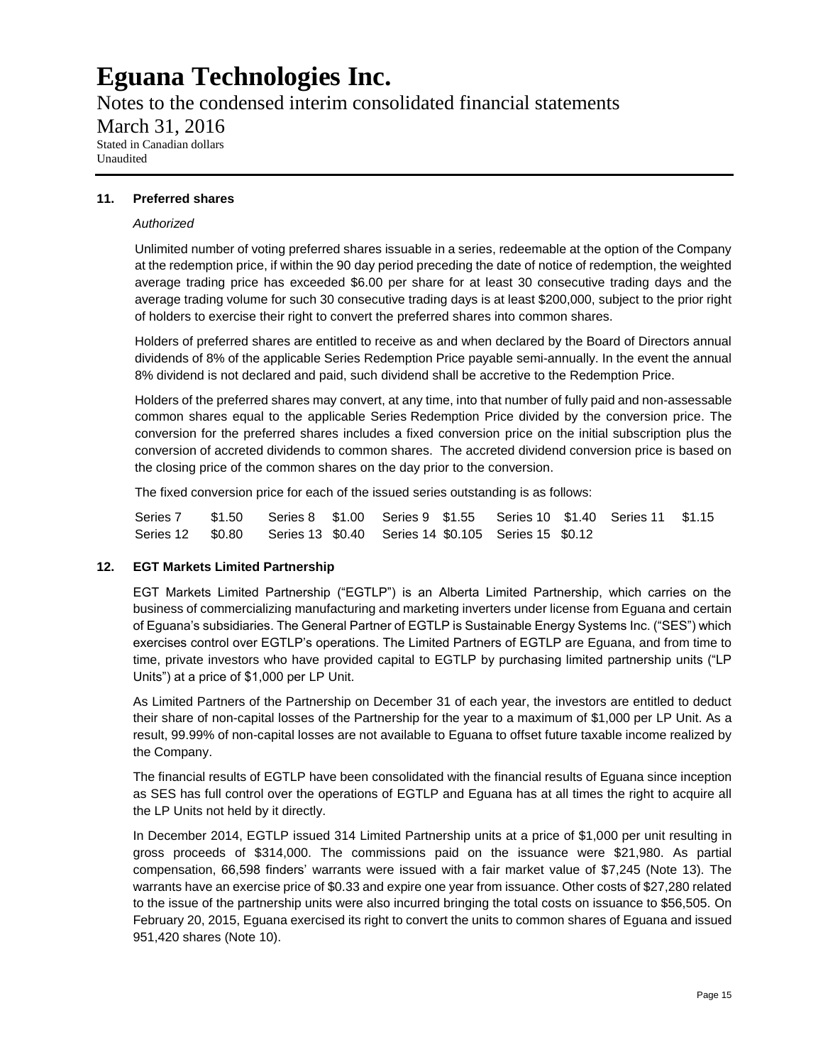# Eguana Technologies Inc.

Notes to the condensed interim consolidated financial statements

March 31, 2016

Stated in Canadian dollars
Unaudited

## 11. Preferred shares

*Authorized*

Unlimited number of voting preferred shares issuable in a series, redeemable at the option of the Company at the redemption price, if within the 90 day period preceding the date of notice of redemption, the weighted average trading price has exceeded $6.00 per share for at least 30 consecutive trading days and the average trading volume for such 30 consecutive trading days is at least $200,000, subject to the prior right of holders to exercise their right to convert the preferred shares into common shares.

Holders of preferred shares are entitled to receive as and when declared by the Board of Directors annual dividends of 8% of the applicable Series Redemption Price payable semi-annually. In the event the annual 8% dividend is not declared and paid, such dividend shall be accretive to the Redemption Price.

Holders of the preferred shares may convert, at any time, into that number of fully paid and non-assessable common shares equal to the applicable Series Redemption Price divided by the conversion price. The conversion for the preferred shares includes a fixed conversion price on the initial subscription plus the conversion of accreted dividends to common shares. The accreted dividend conversion price is based on the closing price of the common shares on the day prior to the conversion.

The fixed conversion price for each of the issued series outstanding is as follows:

| | | | | | | | | | |
|---|---|---|---|---|---|---|---|---|---|
| Series 7 | $1.50 | Series 8 | $1.00 | Series 9 | $1.55 | Series 10 | $1.40 | Series 11 | $1.15 |
| Series 12 | $0.80 | Series 13 | $0.40 | Series 14 | $0.105 | Series 15 | $0.12 | | |

## 12. EGT Markets Limited Partnership

EGT Markets Limited Partnership ("EGTLP") is an Alberta Limited Partnership, which carries on the business of commercializing manufacturing and marketing inverters under license from Eguana and certain of Eguana's subsidiaries. The General Partner of EGTLP is Sustainable Energy Systems Inc. ("SES") which exercises control over EGTLP's operations. The Limited Partners of EGTLP are Eguana, and from time to time, private investors who have provided capital to EGTLP by purchasing limited partnership units ("LP Units") at a price of $1,000 per LP Unit.

As Limited Partners of the Partnership on December 31 of each year, the investors are entitled to deduct their share of non-capital losses of the Partnership for the year to a maximum of $1,000 per LP Unit. As a result, 99.99% of non-capital losses are not available to Eguana to offset future taxable income realized by the Company.

The financial results of EGTLP have been consolidated with the financial results of Eguana since inception as SES has full control over the operations of EGTLP and Eguana has at all times the right to acquire all the LP Units not held by it directly.

In December 2014, EGTLP issued 314 Limited Partnership units at a price of $1,000 per unit resulting in gross proceeds of $314,000. The commissions paid on the issuance were $21,980. As partial compensation, 66,598 finders' warrants were issued with a fair market value of $7,245 (Note 13). The warrants have an exercise price of $0.33 and expire one year from issuance. Other costs of $27,280 related to the issue of the partnership units were also incurred bringing the total costs on issuance to $56,505. On February 20, 2015, Eguana exercised its right to convert the units to common shares of Eguana and issued 951,420 shares (Note 10).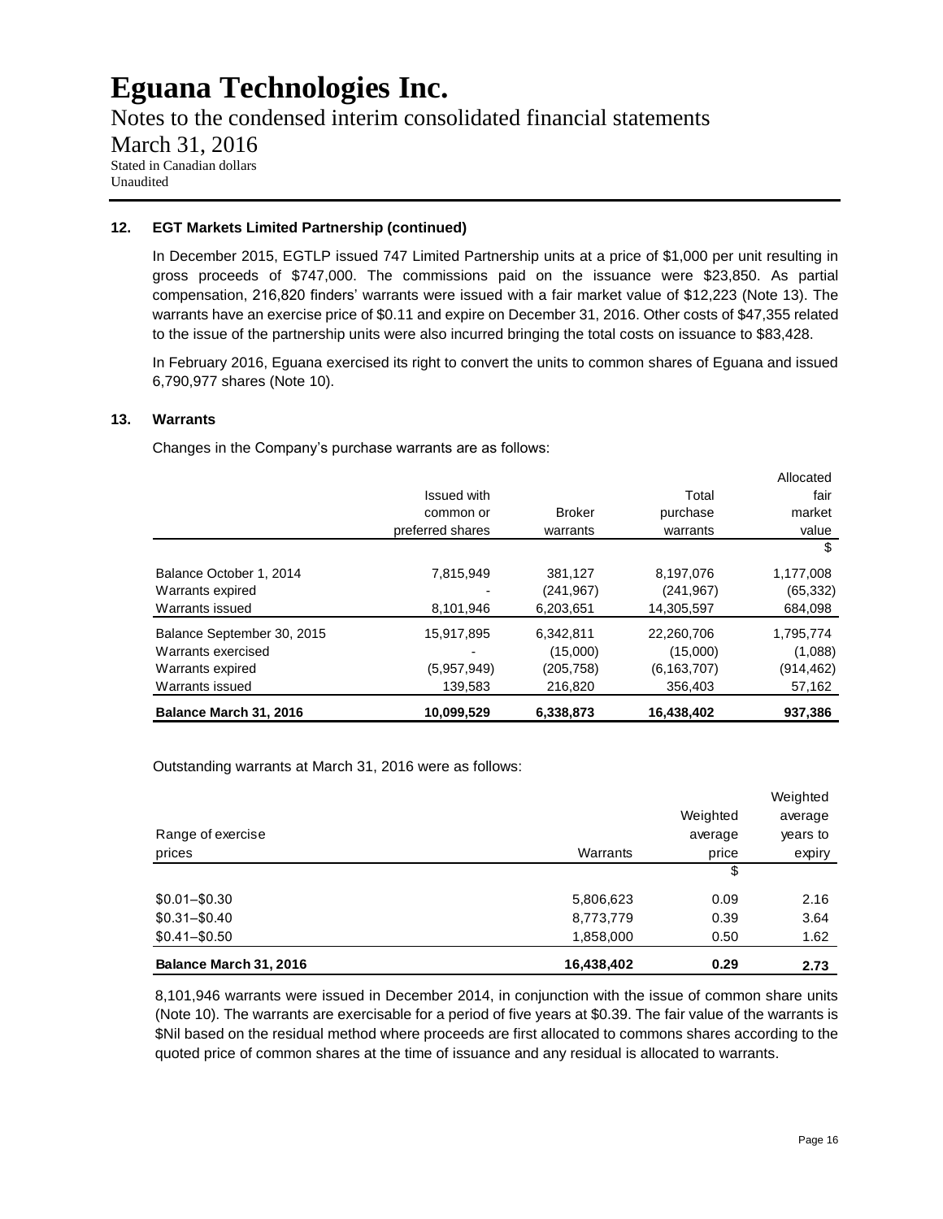# Eguana Technologies Inc.

Notes to the condensed interim consolidated financial statements

March 31, 2016

Stated in Canadian dollars
Unaudited

### 12. EGT Markets Limited Partnership (continued)

In December 2015, EGTLP issued 747 Limited Partnership units at a price of $1,000 per unit resulting in gross proceeds of $747,000. The commissions paid on the issuance were $23,850. As partial compensation, 216,820 finders' warrants were issued with a fair market value of $12,223 (Note 13). The warrants have an exercise price of $0.11 and expire on December 31, 2016. Other costs of $47,355 related to the issue of the partnership units were also incurred bringing the total costs on issuance to $83,428.

In February 2016, Eguana exercised its right to convert the units to common shares of Eguana and issued 6,790,977 shares (Note 10).

### 13. Warrants

Changes in the Company's purchase warrants are as follows:

| | Issued with common or preferred shares | Broker warrants | Total purchase warrants | Allocated fair market value |
|---|---|---|---|---|
| | | | | $ |
| Balance October 1, 2014 | 7,815,949 | 381,127 | 8,197,076 | 1,177,008 |
| Warrants expired | - | (241,967) | (241,967) | (65,332) |
| Warrants issued | 8,101,946 | 6,203,651 | 14,305,597 | 684,098 |
| Balance September 30, 2015 | 15,917,895 | 6,342,811 | 22,260,706 | 1,795,774 |
| Warrants exercised | - | (15,000) | (15,000) | (1,088) |
| Warrants expired | (5,957,949) | (205,758) | (6,163,707) | (914,462) |
| Warrants issued | 139,583 | 216,820 | 356,403 | 57,162 |
| **Balance March 31, 2016** | **10,099,529** | **6,338,873** | **16,438,402** | **937,386** |

Outstanding warrants at March 31, 2016 were as follows:

| Range of exercise prices | Warrants | Weighted average price | Weighted average years to expiry |
|---|---|---|---|
| | | $ | |
| $0.01–$0.30 | 5,806,623 | 0.09 | 2.16 |
| $0.31–$0.40 | 8,773,779 | 0.39 | 3.64 |
| $0.41–$0.50 | 1,858,000 | 0.50 | 1.62 |
| **Balance March 31, 2016** | **16,438,402** | **0.29** | **2.73** |

8,101,946 warrants were issued in December 2014, in conjunction with the issue of common share units (Note 10). The warrants are exercisable for a period of five years at $0.39. The fair value of the warrants is $Nil based on the residual method where proceeds are first allocated to commons shares according to the quoted price of common shares at the time of issuance and any residual is allocated to warrants.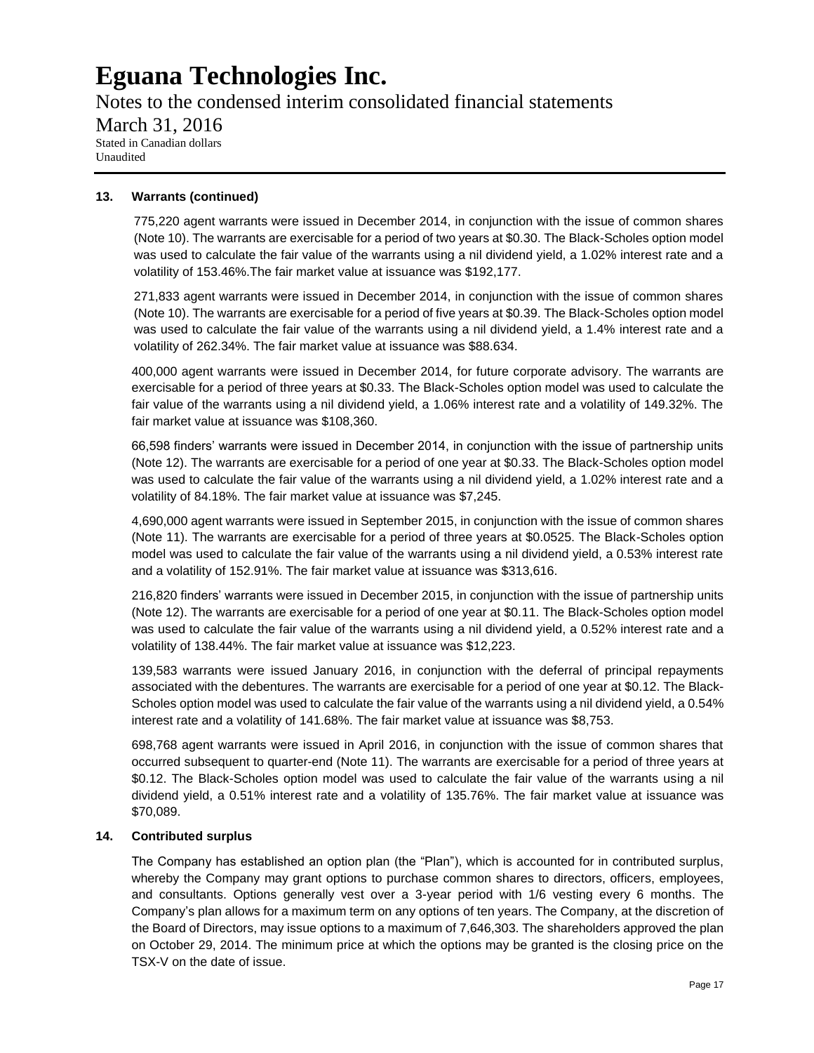### 13. Warrants (continued)

775,220 agent warrants were issued in December 2014, in conjunction with the issue of common shares (Note 10). The warrants are exercisable for a period of two years at $0.30. The Black-Scholes option model was used to calculate the fair value of the warrants using a nil dividend yield, a 1.02% interest rate and a volatility of 153.46%.The fair market value at issuance was $192,177.

271,833 agent warrants were issued in December 2014, in conjunction with the issue of common shares (Note 10). The warrants are exercisable for a period of five years at $0.39. The Black-Scholes option model was used to calculate the fair value of the warrants using a nil dividend yield, a 1.4% interest rate and a volatility of 262.34%. The fair market value at issuance was $88.634.

400,000 agent warrants were issued in December 2014, for future corporate advisory. The warrants are exercisable for a period of three years at $0.33. The Black-Scholes option model was used to calculate the fair value of the warrants using a nil dividend yield, a 1.06% interest rate and a volatility of 149.32%. The fair market value at issuance was $108,360.

66,598 finders' warrants were issued in December 2014, in conjunction with the issue of partnership units (Note 12). The warrants are exercisable for a period of one year at $0.33. The Black-Scholes option model was used to calculate the fair value of the warrants using a nil dividend yield, a 1.02% interest rate and a volatility of 84.18%. The fair market value at issuance was $7,245.

4,690,000 agent warrants were issued in September 2015, in conjunction with the issue of common shares (Note 11). The warrants are exercisable for a period of three years at $0.0525. The Black-Scholes option model was used to calculate the fair value of the warrants using a nil dividend yield, a 0.53% interest rate and a volatility of 152.91%. The fair market value at issuance was $313,616.

216,820 finders' warrants were issued in December 2015, in conjunction with the issue of partnership units (Note 12). The warrants are exercisable for a period of one year at $0.11. The Black-Scholes option model was used to calculate the fair value of the warrants using a nil dividend yield, a 0.52% interest rate and a volatility of 138.44%. The fair market value at issuance was $12,223.

139,583 warrants were issued January 2016, in conjunction with the deferral of principal repayments associated with the debentures. The warrants are exercisable for a period of one year at $0.12. The Black-Scholes option model was used to calculate the fair value of the warrants using a nil dividend yield, a 0.54% interest rate and a volatility of 141.68%. The fair market value at issuance was $8,753.

698,768 agent warrants were issued in April 2016, in conjunction with the issue of common shares that occurred subsequent to quarter-end (Note 11). The warrants are exercisable for a period of three years at $0.12. The Black-Scholes option model was used to calculate the fair value of the warrants using a nil dividend yield, a 0.51% interest rate and a volatility of 135.76%. The fair market value at issuance was $70,089.

### 14. Contributed surplus

The Company has established an option plan (the "Plan"), which is accounted for in contributed surplus, whereby the Company may grant options to purchase common shares to directors, officers, employees, and consultants. Options generally vest over a 3-year period with 1/6 vesting every 6 months. The Company's plan allows for a maximum term on any options of ten years. The Company, at the discretion of the Board of Directors, may issue options to a maximum of 7,646,303. The shareholders approved the plan on October 29, 2014. The minimum price at which the options may be granted is the closing price on the TSX-V on the date of issue.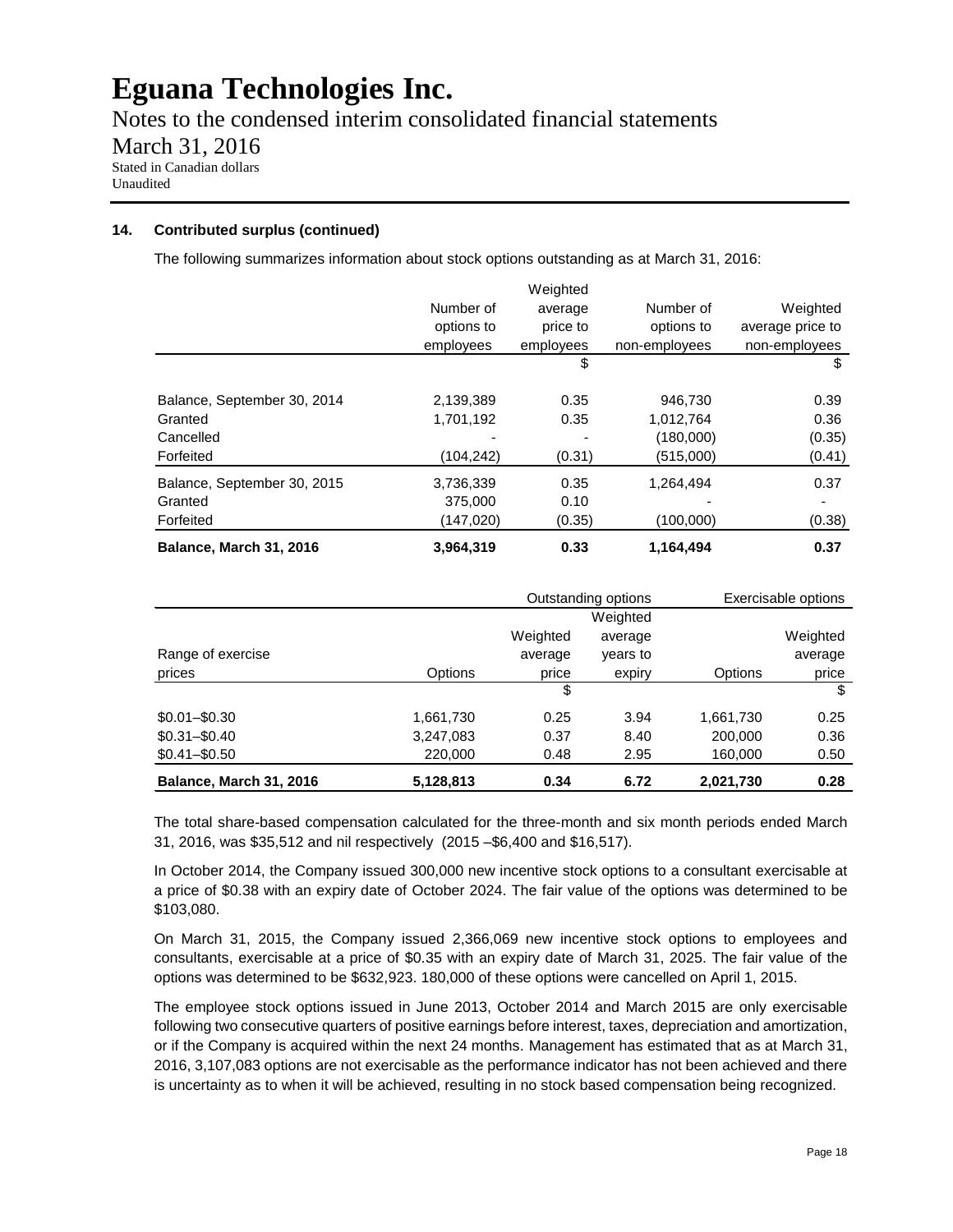# Eguana Technologies Inc.

Notes to the condensed interim consolidated financial statements

March 31, 2016

Stated in Canadian dollars
Unaudited

### 14. Contributed surplus (continued)

The following summarizes information about stock options outstanding as at March 31, 2016:

| | Number of options to employees | Weighted average price to employees | Number of options to non-employees | Weighted average price to non-employees |
|---|---|---|---|---|
| | | $ | | $ |
| Balance, September 30, 2014 | 2,139,389 | 0.35 | 946,730 | 0.39 |
| Granted | 1,701,192 | 0.35 | 1,012,764 | 0.36 |
| Cancelled | - | - | (180,000) | (0.35) |
| Forfeited | (104,242) | (0.31) | (515,000) | (0.41) |
| Balance, September 30, 2015 | 3,736,339 | 0.35 | 1,264,494 | 0.37 |
| Granted | 375,000 | 0.10 | - | - |
| Forfeited | (147,020) | (0.35) | (100,000) | (0.38) |
| **Balance, March 31, 2016** | **3,964,319** | **0.33** | **1,164,494** | **0.37** |

| | Outstanding options | | | Exercisable options | |
|---|---|---|---|---|---|
| Range of exercise prices | Options | Weighted average price | Weighted average years to expiry | Options | Weighted average price |
| | | $ | | | $ |
| $0.01–$0.30 | 1,661,730 | 0.25 | 3.94 | 1,661,730 | 0.25 |
| $0.31–$0.40 | 3,247,083 | 0.37 | 8.40 | 200,000 | 0.36 |
| $0.41–$0.50 | 220,000 | 0.48 | 2.95 | 160,000 | 0.50 |
| **Balance, March 31, 2016** | **5,128,813** | **0.34** | **6.72** | **2,021,730** | **0.28** |

The total share-based compensation calculated for the three-month and six month periods ended March 31, 2016, was $35,512 and nil respectively (2015 –$6,400 and $16,517).

In October 2014, the Company issued 300,000 new incentive stock options to a consultant exercisable at a price of $0.38 with an expiry date of October 2024. The fair value of the options was determined to be $103,080.

On March 31, 2015, the Company issued 2,366,069 new incentive stock options to employees and consultants, exercisable at a price of $0.35 with an expiry date of March 31, 2025. The fair value of the options was determined to be $632,923. 180,000 of these options were cancelled on April 1, 2015.

The employee stock options issued in June 2013, October 2014 and March 2015 are only exercisable following two consecutive quarters of positive earnings before interest, taxes, depreciation and amortization, or if the Company is acquired within the next 24 months. Management has estimated that as at March 31, 2016, 3,107,083 options are not exercisable as the performance indicator has not been achieved and there is uncertainty as to when it will be achieved, resulting in no stock based compensation being recognized.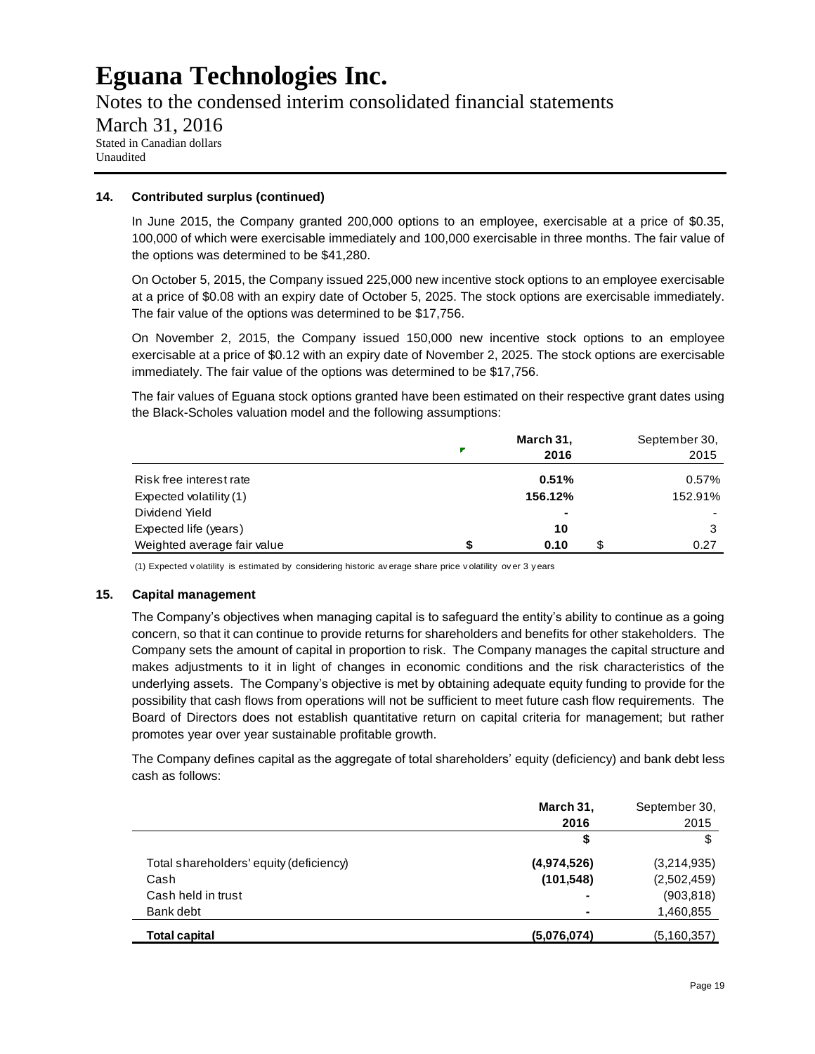# Eguana Technologies Inc.

Notes to the condensed interim consolidated financial statements

March 31, 2016

Stated in Canadian dollars
Unaudited

**14. Contributed surplus (continued)**

In June 2015, the Company granted 200,000 options to an employee, exercisable at a price of $0.35, 100,000 of which were exercisable immediately and 100,000 exercisable in three months. The fair value of the options was determined to be $41,280.

On October 5, 2015, the Company issued 225,000 new incentive stock options to an employee exercisable at a price of $0.08 with an expiry date of October 5, 2025. The stock options are exercisable immediately. The fair value of the options was determined to be $17,756.

On November 2, 2015, the Company issued 150,000 new incentive stock options to an employee exercisable at a price of $0.12 with an expiry date of November 2, 2025. The stock options are exercisable immediately. The fair value of the options was determined to be $17,756.

The fair values of Eguana stock options granted have been estimated on their respective grant dates using the Black-Scholes valuation model and the following assumptions:

| | **March 31, 2016** | September 30, 2015 |
|---|---|---|
| Risk free interest rate | **0.51%** | 0.57% |
| Expected volatility (1) | **156.12%** | 152.91% |
| Dividend Yield | **-** | - |
| Expected life (years) | **10** | 3 |
| Weighted average fair value | **$ 0.10** | $ 0.27 |

(1) Expected volatility is estimated by considering historic average share price volatility over 3 years

**15. Capital management**

The Company's objectives when managing capital is to safeguard the entity's ability to continue as a going concern, so that it can continue to provide returns for shareholders and benefits for other stakeholders. The Company sets the amount of capital in proportion to risk. The Company manages the capital structure and makes adjustments to it in light of changes in economic conditions and the risk characteristics of the underlying assets. The Company's objective is met by obtaining adequate equity funding to provide for the possibility that cash flows from operations will not be sufficient to meet future cash flow requirements. The Board of Directors does not establish quantitative return on capital criteria for management; but rather promotes year over year sustainable profitable growth.

The Company defines capital as the aggregate of total shareholders' equity (deficiency) and bank debt less cash as follows:

| | **March 31, 2016** | September 30, 2015 |
|---|---|---|
| | **$** | $ |
| Total shareholders' equity (deficiency) | **(4,974,526)** | (3,214,935) |
| Cash | **(101,548)** | (2,502,459) |
| Cash held in trust | **-** | (903,818) |
| Bank debt | **-** | 1,460,855 |
| **Total capital** | **(5,076,074)** | (5,160,357) |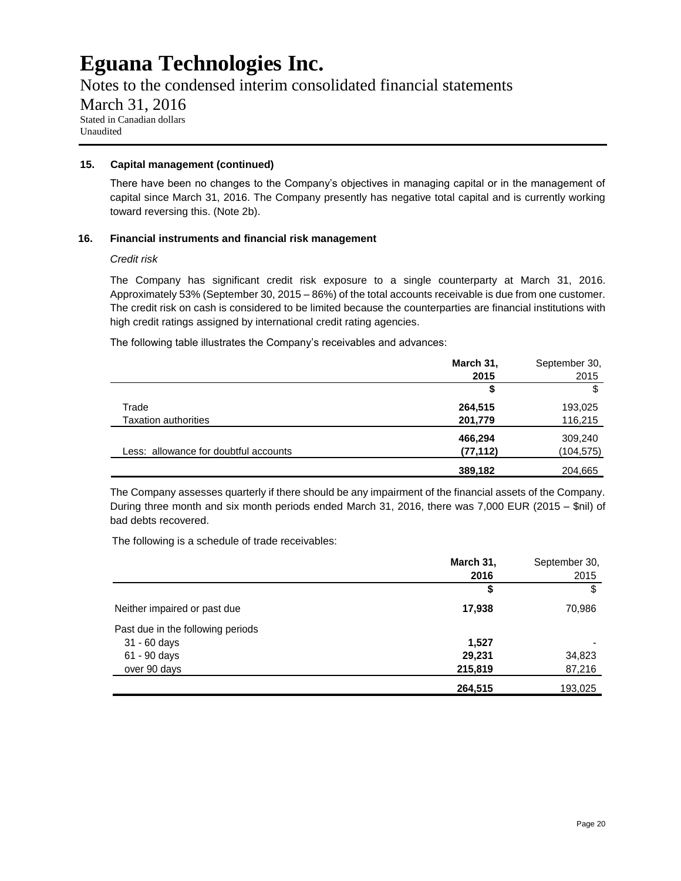### 15. Capital management (continued)

There have been no changes to the Company's objectives in managing capital or in the management of capital since March 31, 2016. The Company presently has negative total capital and is currently working toward reversing this. (Note 2b).

### 16. Financial instruments and financial risk management

*Credit risk*

The Company has significant credit risk exposure to a single counterparty at March 31, 2016. Approximately 53% (September 30, 2015 – 86%) of the total accounts receivable is due from one customer. The credit risk on cash is considered to be limited because the counterparties are financial institutions with high credit ratings assigned by international credit rating agencies.

The following table illustrates the Company's receivables and advances:

| | **March 31, 2015** | September 30, 2015 |
|---|---|---|
| | **$** | $ |
| Trade | **264,515** | 193,025 |
| Taxation authorities | **201,779** | 116,215 |
| | **466,294** | 309,240 |
| Less: allowance for doubtful accounts | **(77,112)** | (104,575) |
| | **389,182** | 204,665 |

The Company assesses quarterly if there should be any impairment of the financial assets of the Company. During three month and six month periods ended March 31, 2016, there was 7,000 EUR (2015 – $nil) of bad debts recovered.

The following is a schedule of trade receivables:

| | **March 31, 2016** | September 30, 2015 |
|---|---|---|
| | **$** | $ |
| Neither impaired or past due | **17,938** | 70,986 |
| Past due in the following periods | | |
| 31 - 60 days | **1,527** | - |
| 61 - 90 days | **29,231** | 34,823 |
| over 90 days | **215,819** | 87,216 |
| | **264,515** | 193,025 |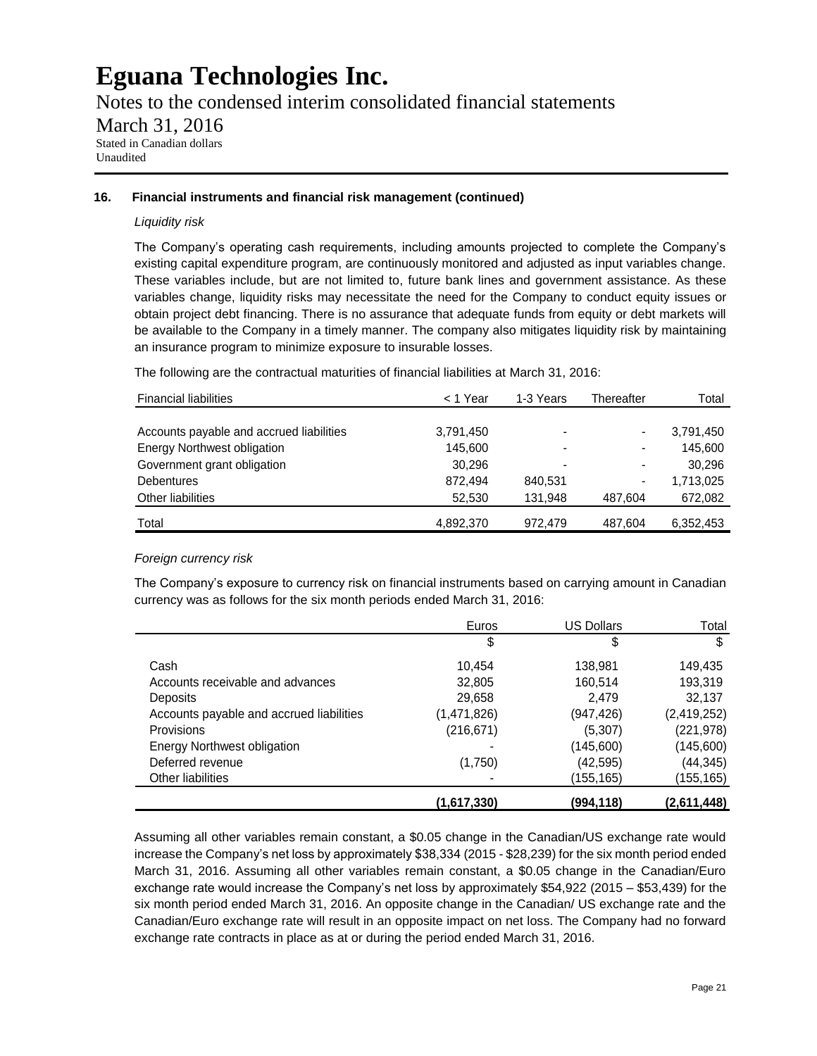# Eguana Technologies Inc.

Notes to the condensed interim consolidated financial statements

March 31, 2016

Stated in Canadian dollars
Unaudited

### 16. Financial instruments and financial risk management (continued)

*Liquidity risk*

The Company's operating cash requirements, including amounts projected to complete the Company's existing capital expenditure program, are continuously monitored and adjusted as input variables change. These variables include, but are not limited to, future bank lines and government assistance. As these variables change, liquidity risks may necessitate the need for the Company to conduct equity issues or obtain project debt financing. There is no assurance that adequate funds from equity or debt markets will be available to the Company in a timely manner. The company also mitigates liquidity risk by maintaining an insurance program to minimize exposure to insurable losses.

The following are the contractual maturities of financial liabilities at March 31, 2016:

| Financial liabilities | < 1 Year | 1-3 Years | Thereafter | Total |
|---|---|---|---|---|
| Accounts payable and accrued liabilities | 3,791,450 | - | - | 3,791,450 |
| Energy Northwest obligation | 145,600 | - | - | 145,600 |
| Government grant obligation | 30,296 | - | - | 30,296 |
| Debentures | 872,494 | 840,531 | - | 1,713,025 |
| Other liabilities | 52,530 | 131,948 | 487,604 | 672,082 |
| Total | 4,892,370 | 972,479 | 487,604 | 6,352,453 |

*Foreign currency risk*

The Company's exposure to currency risk on financial instruments based on carrying amount in Canadian currency was as follows for the six month periods ended March 31, 2016:

| | Euros | US Dollars | Total |
|---|---|---|---|
| | $ | $ | $ |
| Cash | 10,454 | 138,981 | 149,435 |
| Accounts receivable and advances | 32,805 | 160,514 | 193,319 |
| Deposits | 29,658 | 2,479 | 32,137 |
| Accounts payable and accrued liabilities | (1,471,826) | (947,426) | (2,419,252) |
| Provisions | (216,671) | (5,307) | (221,978) |
| Energy Northwest obligation | - | (145,600) | (145,600) |
| Deferred revenue | (1,750) | (42,595) | (44,345) |
| Other liabilities | - | (155,165) | (155,165) |
| | **(1,617,330)** | **(994,118)** | **(2,611,448)** |

Assuming all other variables remain constant, a $0.05 change in the Canadian/US exchange rate would increase the Company's net loss by approximately $38,334 (2015 - $28,239) for the six month period ended March 31, 2016. Assuming all other variables remain constant, a $0.05 change in the Canadian/Euro exchange rate would increase the Company's net loss by approximately $54,922 (2015 – $53,439) for the six month period ended March 31, 2016. An opposite change in the Canadian/ US exchange rate and the Canadian/Euro exchange rate will result in an opposite impact on net loss. The Company had no forward exchange rate contracts in place as at or during the period ended March 31, 2016.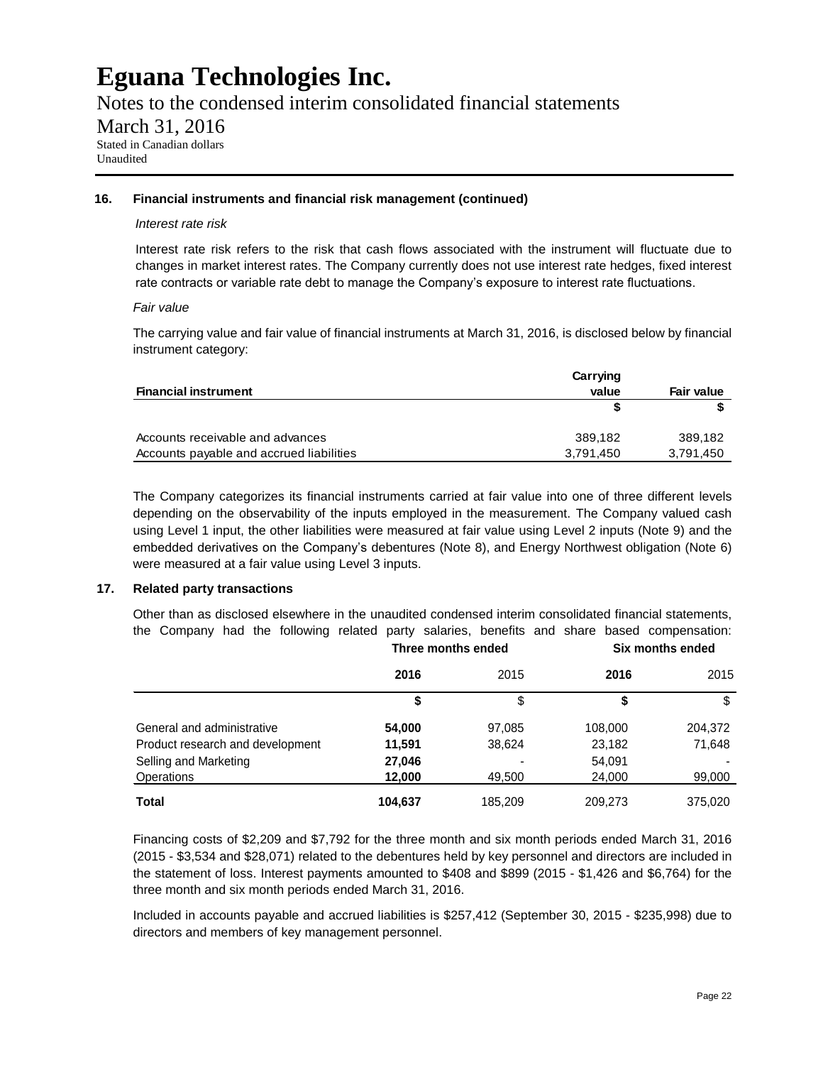### 16. Financial instruments and financial risk management (continued)

*Interest rate risk*

Interest rate risk refers to the risk that cash flows associated with the instrument will fluctuate due to changes in market interest rates. The Company currently does not use interest rate hedges, fixed interest rate contracts or variable rate debt to manage the Company's exposure to interest rate fluctuations.

*Fair value*

The carrying value and fair value of financial instruments at March 31, 2016, is disclosed below by financial instrument category:

| Financial instrument | Carrying value | Fair value |
|---|---|---|
| | $ | $ |
| Accounts receivable and advances | 389,182 | 389,182 |
| Accounts payable and accrued liabilities | 3,791,450 | 3,791,450 |

The Company categorizes its financial instruments carried at fair value into one of three different levels depending on the observability of the inputs employed in the measurement. The Company valued cash using Level 1 input, the other liabilities were measured at fair value using Level 2 inputs (Note 9) and the embedded derivatives on the Company's debentures (Note 8), and Energy Northwest obligation (Note 6) were measured at a fair value using Level 3 inputs.

### 17. Related party transactions

Other than as disclosed elsewhere in the unaudited condensed interim consolidated financial statements, the Company had the following related party salaries, benefits and share based compensation:

| | Three months ended | | Six months ended | |
|---|---|---|---|---|
| | **2016** | 2015 | **2016** | 2015 |
| | **$** | $ | **$** | $ |
| General and administrative | **54,000** | 97,085 | 108,000 | 204,372 |
| Product research and development | **11,591** | 38,624 | 23,182 | 71,648 |
| Selling and Marketing | **27,046** | - | 54,091 | - |
| Operations | **12,000** | 49,500 | 24,000 | 99,000 |
| **Total** | **104,637** | 185,209 | 209,273 | 375,020 |

Financing costs of $2,209 and $7,792 for the three month and six month periods ended March 31, 2016 (2015 - $3,534 and $28,071) related to the debentures held by key personnel and directors are included in the statement of loss. Interest payments amounted to $408 and $899 (2015 - $1,426 and $6,764) for the three month and six month periods ended March 31, 2016.

Included in accounts payable and accrued liabilities is $257,412 (September 30, 2015 - $235,998) due to directors and members of key management personnel.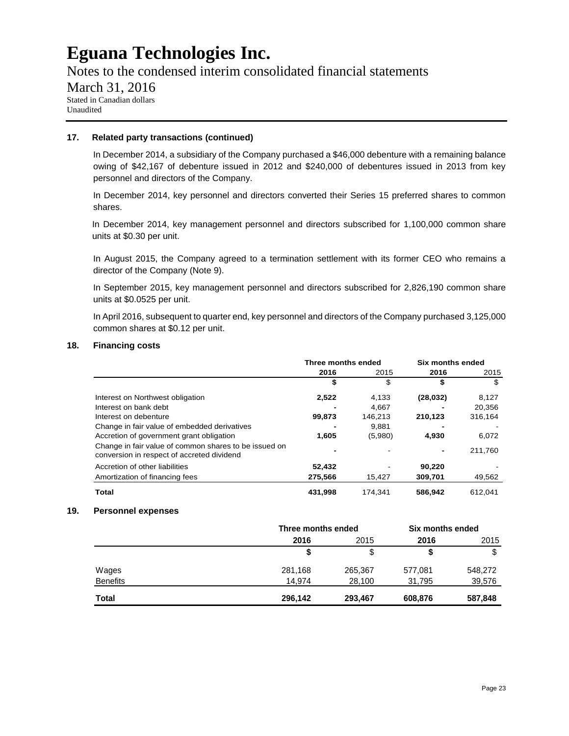# Eguana Technologies Inc.

Notes to the condensed interim consolidated financial statements

March 31, 2016

Stated in Canadian dollars

Unaudited

## 17. Related party transactions (continued)

In December 2014, a subsidiary of the Company purchased a $46,000 debenture with a remaining balance owing of $42,167 of debenture issued in 2012 and $240,000 of debentures issued in 2013 from key personnel and directors of the Company.

In December 2014, key personnel and directors converted their Series 15 preferred shares to common shares.

In December 2014, key management personnel and directors subscribed for 1,100,000 common share units at $0.30 per unit.

In August 2015, the Company agreed to a termination settlement with its former CEO who remains a director of the Company (Note 9).

In September 2015, key management personnel and directors subscribed for 2,826,190 common share units at $0.0525 per unit.

In April 2016, subsequent to quarter end, key personnel and directors of the Company purchased 3,125,000 common shares at $0.12 per unit.

## 18. Financing costs

| | Three months ended | | Six months ended | |
|---|---|---|---|---|
| | **2016** | 2015 | **2016** | 2015 |
| | **$** | $ | **$** | $ |
| Interest on Northwest obligation | **2,522** | 4,133 | **(28,032)** | 8,127 |
| Interest on bank debt | **-** | 4,667 | **-** | 20,356 |
| Interest on debenture | **99,873** | 146,213 | **210,123** | 316,164 |
| Change in fair value of embedded derivatives | **-** | 9,881 | **-** | - |
| Accretion of government grant obligation | **1,605** | (5,980) | **4,930** | 6,072 |
| Change in fair value of common shares to be issued on conversion in respect of accreted dividend | **-** | - | **-** | 211,760 |
| Accretion of other liabilities | **52,432** | - | **90,220** | - |
| Amortization of financing fees | **275,566** | 15,427 | **309,701** | 49,562 |
| **Total** | **431,998** | 174,341 | **586,942** | 612,041 |

## 19. Personnel expenses

| | Three months ended | | Six months ended | |
|---|---|---|---|---|
| | **2016** | 2015 | **2016** | 2015 |
| | **$** | $ | **$** | $ |
| Wages | 281,168 | 265,367 | 577,081 | 548,272 |
| Benefits | 14,974 | 28,100 | 31,795 | 39,576 |
| **Total** | **296,142** | **293,467** | **608,876** | **587,848** |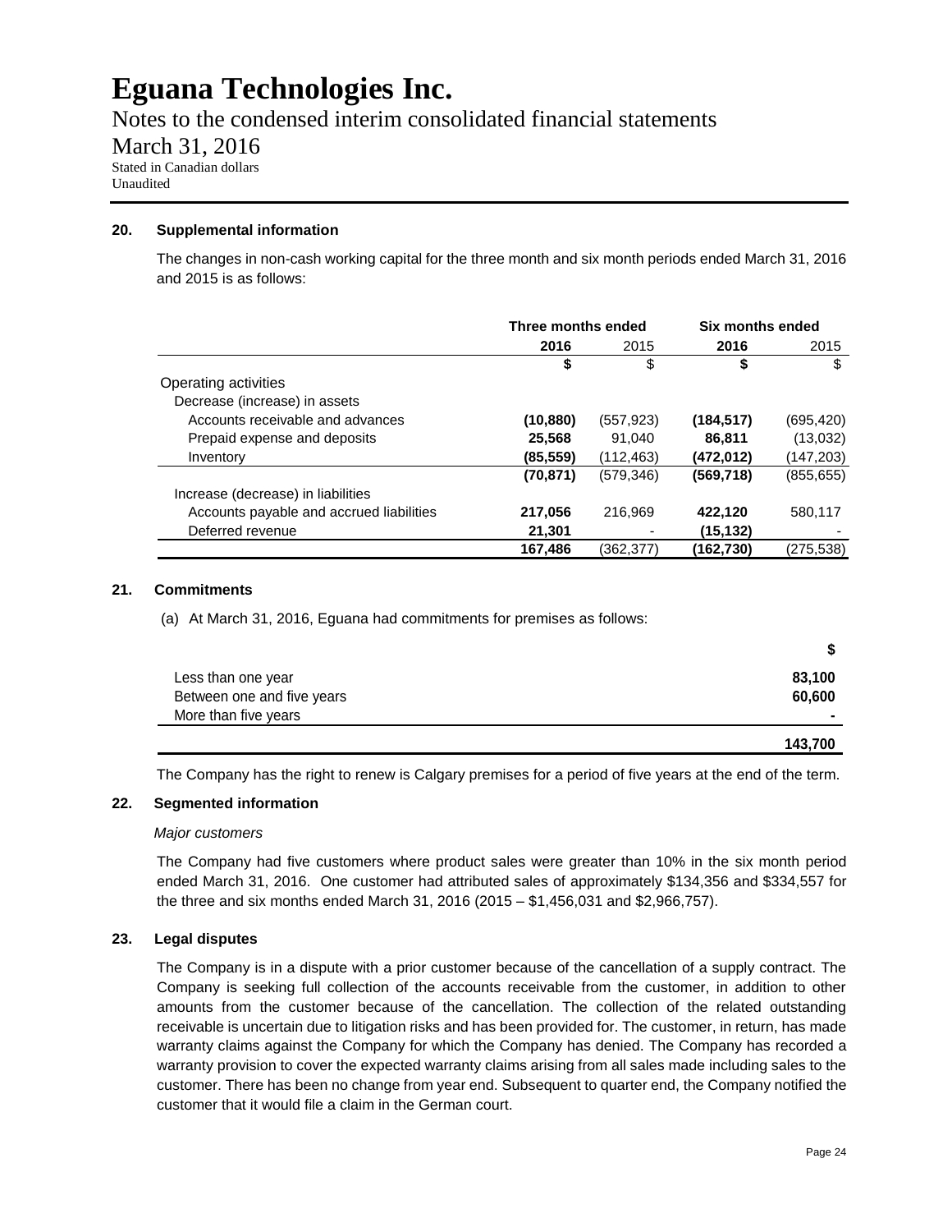# Eguana Technologies Inc.

Notes to the condensed interim consolidated financial statements

March 31, 2016

Stated in Canadian dollars
Unaudited

## 20. Supplemental information

The changes in non-cash working capital for the three month and six month periods ended March 31, 2016 and 2015 is as follows:

| | Three months ended | | Six months ended | |
|---|---|---|---|---|
| | **2016** | 2015 | **2016** | 2015 |
| | **$** | $ | **$** | $ |
| Operating activities | | | | |
| Decrease (increase) in assets | | | | |
| Accounts receivable and advances | **(10,880)** | (557,923) | **(184,517)** | (695,420) |
| Prepaid expense and deposits | **25,568** | 91,040 | **86,811** | (13,032) |
| Inventory | **(85,559)** | (112,463) | **(472,012)** | (147,203) |
| | **(70,871)** | (579,346) | **(569,718)** | (855,655) |
| Increase (decrease) in liabilities | | | | |
| Accounts payable and accrued liabilities | **217,056** | 216,969 | **422,120** | 580,117 |
| Deferred revenue | **21,301** | - | **(15,132)** | - |
| | **167,486** | (362,377) | **(162,730)** | (275,538) |

## 21. Commitments

(a) At March 31, 2016, Eguana had commitments for premises as follows:

| | **$** |
|---|---|
| Less than one year | **83,100** |
| Between one and five years | **60,600** |
| More than five years | **-** |
| | **143,700** |

The Company has the right to renew is Calgary premises for a period of five years at the end of the term.

## 22. Segmented information

*Major customers*

The Company had five customers where product sales were greater than 10% in the six month period ended March 31, 2016. One customer had attributed sales of approximately $134,356 and $334,557 for the three and six months ended March 31, 2016 (2015 – $1,456,031 and $2,966,757).

## 23. Legal disputes

The Company is in a dispute with a prior customer because of the cancellation of a supply contract. The Company is seeking full collection of the accounts receivable from the customer, in addition to other amounts from the customer because of the cancellation. The collection of the related outstanding receivable is uncertain due to litigation risks and has been provided for. The customer, in return, has made warranty claims against the Company for which the Company has denied. The Company has recorded a warranty provision to cover the expected warranty claims arising from all sales made including sales to the customer. There has been no change from year end. Subsequent to quarter end, the Company notified the customer that it would file a claim in the German court.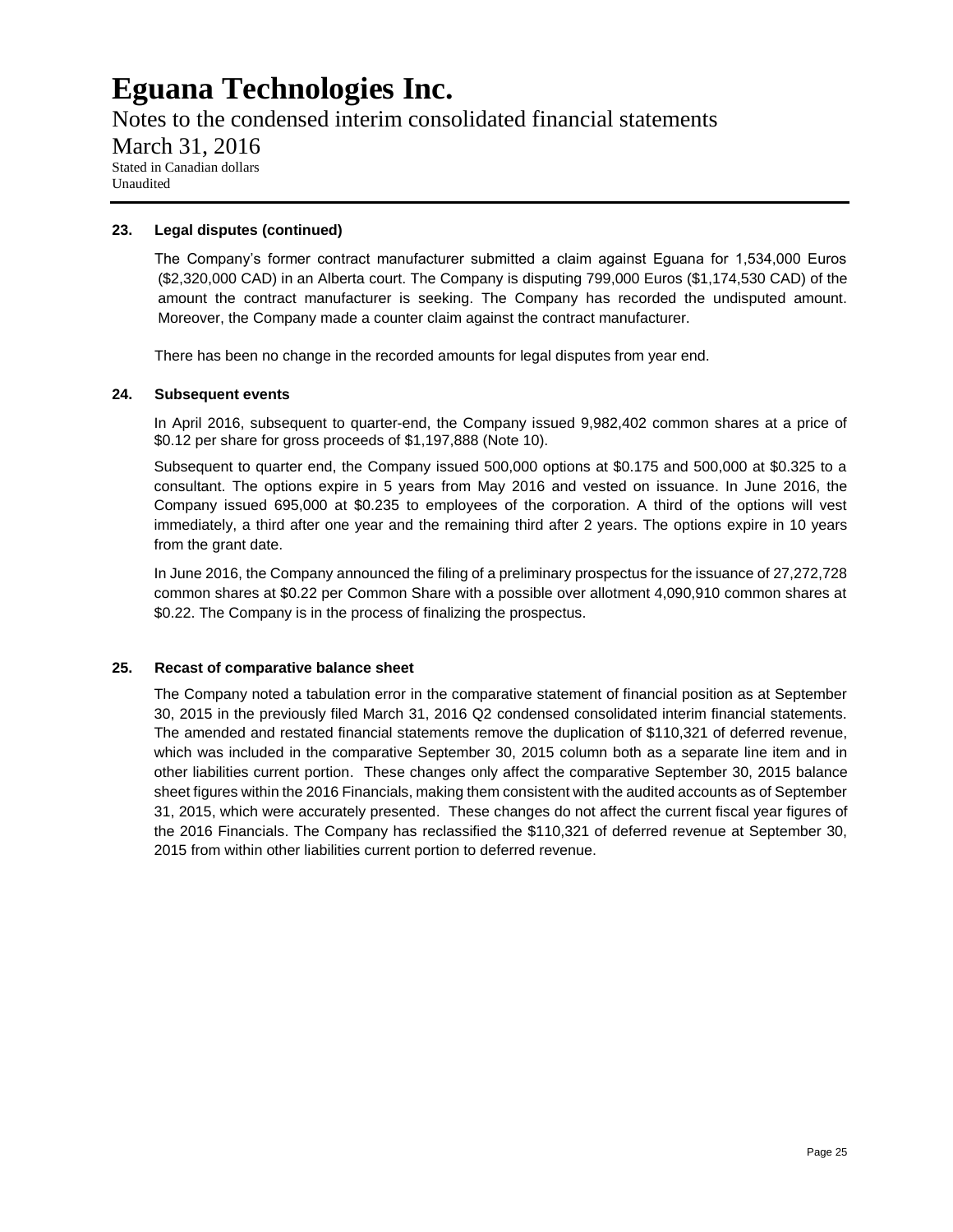# Eguana Technologies Inc.

Notes to the condensed interim consolidated financial statements

March 31, 2016

Stated in Canadian dollars
Unaudited

**23. Legal disputes (continued)**

The Company's former contract manufacturer submitted a claim against Eguana for 1,534,000 Euros ($2,320,000 CAD) in an Alberta court. The Company is disputing 799,000 Euros ($1,174,530 CAD) of the amount the contract manufacturer is seeking. The Company has recorded the undisputed amount. Moreover, the Company made a counter claim against the contract manufacturer.

There has been no change in the recorded amounts for legal disputes from year end.

**24. Subsequent events**

In April 2016, subsequent to quarter-end, the Company issued 9,982,402 common shares at a price of $0.12 per share for gross proceeds of $1,197,888 (Note 10).

Subsequent to quarter end, the Company issued 500,000 options at $0.175 and 500,000 at $0.325 to a consultant. The options expire in 5 years from May 2016 and vested on issuance. In June 2016, the Company issued 695,000 at $0.235 to employees of the corporation. A third of the options will vest immediately, a third after one year and the remaining third after 2 years. The options expire in 10 years from the grant date.

In June 2016, the Company announced the filing of a preliminary prospectus for the issuance of 27,272,728 common shares at $0.22 per Common Share with a possible over allotment 4,090,910 common shares at $0.22. The Company is in the process of finalizing the prospectus.

**25. Recast of comparative balance sheet**

The Company noted a tabulation error in the comparative statement of financial position as at September 30, 2015 in the previously filed March 31, 2016 Q2 condensed consolidated interim financial statements. The amended and restated financial statements remove the duplication of $110,321 of deferred revenue, which was included in the comparative September 30, 2015 column both as a separate line item and in other liabilities current portion. These changes only affect the comparative September 30, 2015 balance sheet figures within the 2016 Financials, making them consistent with the audited accounts as of September 31, 2015, which were accurately presented. These changes do not affect the current fiscal year figures of the 2016 Financials. The Company has reclassified the $110,321 of deferred revenue at September 30, 2015 from within other liabilities current portion to deferred revenue.